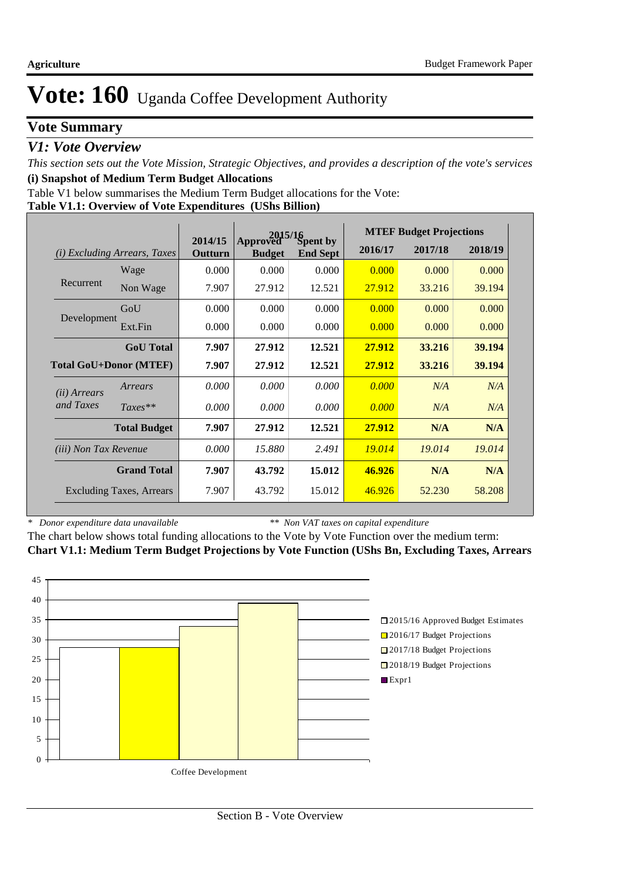# Vote: 160 Uganda Coffee Development Authority

## Vote Summary

### *V1: Vote Overview*

*This section sets out the Vote Mission, Strategic Objectives, and provides a description of the vote's services*

**(i) Snapshot of Medium Term Budget Allocations**

Table V1 below summarises the Medium Term Budget allocations for the Vote:

**Table V1.1: Overview of Vote Expenditures (UShs Billion)**

| *(i) Excluding Arrears, Taxes* | | 2014/15 Outturn | 2015/16 Approved Budget | 2015/16 Spent by End Sept | MTEF Budget Projections 2016/17 | 2017/18 | 2018/19 |
|---|---|---|---|---|---|---|---|
| Recurrent | Wage | 0.000 | 0.000 | 0.000 | 0.000 | 0.000 | 0.000 |
| | Non Wage | 7.907 | 27.912 | 12.521 | 27.912 | 33.216 | 39.194 |
| Development | GoU | 0.000 | 0.000 | 0.000 | 0.000 | 0.000 | 0.000 |
| | Ext.Fin | 0.000 | 0.000 | 0.000 | 0.000 | 0.000 | 0.000 |
| | **GoU Total** | **7.907** | **27.912** | **12.521** | **27.912** | **33.216** | **39.194** |
| **Total GoU+Donor (MTEF)** | | **7.907** | **27.912** | **12.521** | **27.912** | **33.216** | **39.194** |
| *(ii) Arrears and Taxes* | *Arrears* | *0.000* | *0.000* | *0.000* | *0.000* | *N/A* | *N/A* |
| | *Taxes*** | *0.000* | *0.000* | *0.000* | *0.000* | *N/A* | *N/A* |
| | **Total Budget** | **7.907** | **27.912** | **12.521** | **27.912** | **N/A** | **N/A** |
| *(iii) Non Tax Revenue* | | *0.000* | *15.880* | *2.491* | *19.014* | *19.014* | *19.014* |
| | **Grand Total** | **7.907** | **43.792** | **15.012** | **46.926** | **N/A** | **N/A** |
| Excluding Taxes, Arrears | | 7.907 | 43.792 | 15.012 | 46.926 | 52.230 | 58.208 |

\* *Donor expenditure data unavailable* ** *Non VAT taxes on capital expenditure*

The chart below shows total funding allocations to the Vote by Vote Function over the medium term:

**Chart V1.1: Medium Term Budget Projections by Vote Function (UShs Bn, Excluding Taxes, Arrears**

45
40
35
30
25
20
15
10
5
0

Coffee Development

2015/16 Approved Budget Estimates
2016/17 Budget Projections
2017/18 Budget Projections
2018/19 Budget Projections
Expr1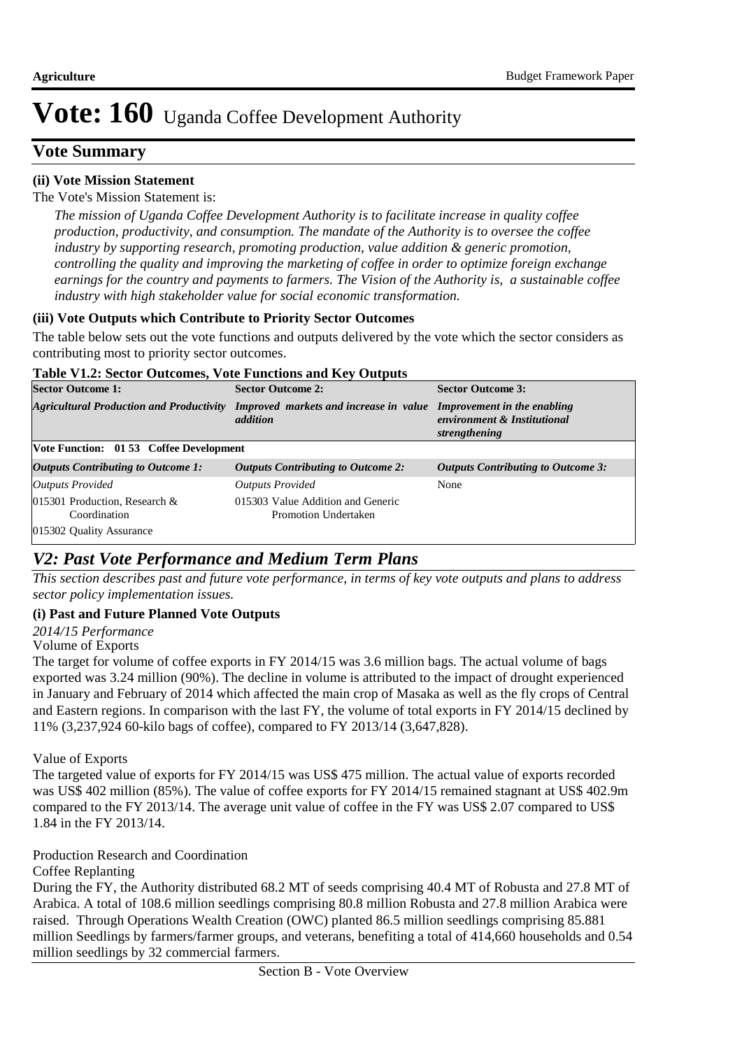# Vote: 160 Uganda Coffee Development Authority

## Vote Summary

**(ii) Vote Mission Statement**

The Vote's Mission Statement is:

*The mission of Uganda Coffee Development Authority is to facilitate increase in quality coffee production, productivity, and consumption. The mandate of the Authority is to oversee the coffee industry by supporting research, promoting production, value addition & generic promotion, controlling the quality and improving the marketing of coffee in order to optimize foreign exchange earnings for the country and payments to farmers. The Vision of the Authority is, a sustainable coffee industry with high stakeholder value for social economic transformation.*

**(iii) Vote Outputs which Contribute to Priority Sector Outcomes**

The table below sets out the vote functions and outputs delivered by the vote which the sector considers as contributing most to priority sector outcomes.

**Table V1.2: Sector Outcomes, Vote Functions and Key Outputs**

| Sector Outcome 1: | Sector Outcome 2: | Sector Outcome 3: |
|---|---|---|
| *Agricultural Production and Productivity* | *Improved markets and increase in value addition* | *Improvement in the enabling environment & Institutional strengthening* |
| **Vote Function: 01 53 Coffee Development** | | |
| *Outputs Contributing to Outcome 1:* | *Outputs Contributing to Outcome 2:* | *Outputs Contributing to Outcome 3:* |
| *Outputs Provided* | *Outputs Provided* | None |
| 015301 Production, Research & Coordination | 015303 Value Addition and Generic Promotion Undertaken | |
| 015302 Quality Assurance | | |

## *V2: Past Vote Performance and Medium Term Plans*

*This section describes past and future vote performance, in terms of key vote outputs and plans to address sector policy implementation issues.*

**(i) Past and Future Planned Vote Outputs**

*2014/15 Performance*

Volume of Exports

The target for volume of coffee exports in FY 2014/15 was 3.6 million bags. The actual volume of bags exported was 3.24 million (90%). The decline in volume is attributed to the impact of drought experienced in January and February of 2014 which affected the main crop of Masaka as well as the fly crops of Central and Eastern regions. In comparison with the last FY, the volume of total exports in FY 2014/15 declined by 11% (3,237,924 60-kilo bags of coffee), compared to FY 2013/14 (3,647,828).

Value of Exports

The targeted value of exports for FY 2014/15 was US$ 475 million. The actual value of exports recorded was US$ 402 million (85%). The value of coffee exports for FY 2014/15 remained stagnant at US$ 402.9m compared to the FY 2013/14. The average unit value of coffee in the FY was US$ 2.07 compared to US$ 1.84 in the FY 2013/14.

Production Research and Coordination

Coffee Replanting

During the FY, the Authority distributed 68.2 MT of seeds comprising 40.4 MT of Robusta and 27.8 MT of Arabica. A total of 108.6 million seedlings comprising 80.8 million Robusta and 27.8 million Arabica were raised. Through Operations Wealth Creation (OWC) planted 86.5 million seedlings comprising 85.881 million Seedlings by farmers/farmer groups, and veterans, benefiting a total of 414,660 households and 0.54 million seedlings by 32 commercial farmers.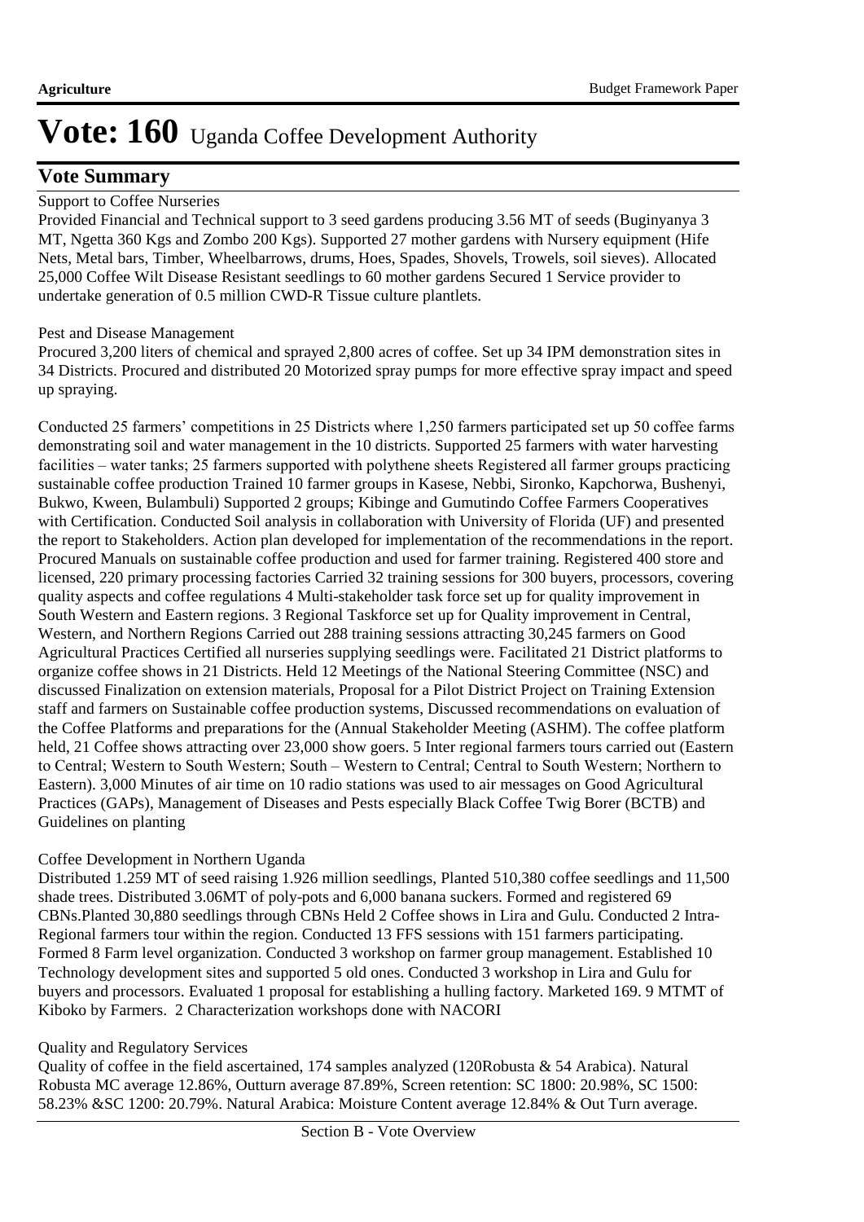# Vote: 160 Uganda Coffee Development Authority

## Vote Summary

Support to Coffee Nurseries

Provided Financial and Technical support to 3 seed gardens producing 3.56 MT of seeds (Buginyanya 3 MT, Ngetta 360 Kgs and Zombo 200 Kgs). Supported 27 mother gardens with Nursery equipment (Hife Nets, Metal bars, Timber, Wheelbarrows, drums, Hoes, Spades, Shovels, Trowels, soil sieves). Allocated 25,000 Coffee Wilt Disease Resistant seedlings to 60 mother gardens Secured 1 Service provider to undertake generation of 0.5 million CWD-R Tissue culture plantlets.

Pest and Disease Management

Procured 3,200 liters of chemical and sprayed 2,800 acres of coffee. Set up 34 IPM demonstration sites in 34 Districts. Procured and distributed 20 Motorized spray pumps for more effective spray impact and speed up spraying.

Conducted 25 farmers' competitions in 25 Districts where 1,250 farmers participated set up 50 coffee farms demonstrating soil and water management in the 10 districts. Supported 25 farmers with water harvesting facilities – water tanks; 25 farmers supported with polythene sheets Registered all farmer groups practicing sustainable coffee production Trained 10 farmer groups in Kasese, Nebbi, Sironko, Kapchorwa, Bushenyi, Bukwo, Kween, Bulambuli) Supported 2 groups; Kibinge and Gumutindo Coffee Farmers Cooperatives with Certification. Conducted Soil analysis in collaboration with University of Florida (UF) and presented the report to Stakeholders. Action plan developed for implementation of the recommendations in the report. Procured Manuals on sustainable coffee production and used for farmer training. Registered 400 store and licensed, 220 primary processing factories Carried 32 training sessions for 300 buyers, processors, covering quality aspects and coffee regulations 4 Multi-stakeholder task force set up for quality improvement in South Western and Eastern regions. 3 Regional Taskforce set up for Quality improvement in Central, Western, and Northern Regions Carried out 288 training sessions attracting 30,245 farmers on Good Agricultural Practices Certified all nurseries supplying seedlings were. Facilitated 21 District platforms to organize coffee shows in 21 Districts. Held 12 Meetings of the National Steering Committee (NSC) and discussed Finalization on extension materials, Proposal for a Pilot District Project on Training Extension staff and farmers on Sustainable coffee production systems, Discussed recommendations on evaluation of the Coffee Platforms and preparations for the (Annual Stakeholder Meeting (ASHM). The coffee platform held, 21 Coffee shows attracting over 23,000 show goers. 5 Inter regional farmers tours carried out (Eastern to Central; Western to South Western; South – Western to Central; Central to South Western; Northern to Eastern). 3,000 Minutes of air time on 10 radio stations was used to air messages on Good Agricultural Practices (GAPs), Management of Diseases and Pests especially Black Coffee Twig Borer (BCTB) and Guidelines on planting

Coffee Development in Northern Uganda

Distributed 1.259 MT of seed raising 1.926 million seedlings, Planted 510,380 coffee seedlings and 11,500 shade trees. Distributed 3.06MT of poly-pots and 6,000 banana suckers. Formed and registered 69 CBNs.Planted 30,880 seedlings through CBNs Held 2 Coffee shows in Lira and Gulu. Conducted 2 Intra-Regional farmers tour within the region. Conducted 13 FFS sessions with 151 farmers participating. Formed 8 Farm level organization. Conducted 3 workshop on farmer group management. Established 10 Technology development sites and supported 5 old ones. Conducted 3 workshop in Lira and Gulu for buyers and processors. Evaluated 1 proposal for establishing a hulling factory. Marketed 169. 9 MTMT of Kiboko by Farmers. 2 Characterization workshops done with NACORI

Quality and Regulatory Services

Quality of coffee in the field ascertained, 174 samples analyzed (120Robusta & 54 Arabica). Natural Robusta MC average 12.86%, Outturn average 87.89%, Screen retention: SC 1800: 20.98%, SC 1500: 58.23% &SC 1200: 20.79%. Natural Arabica: Moisture Content average 12.84% & Out Turn average.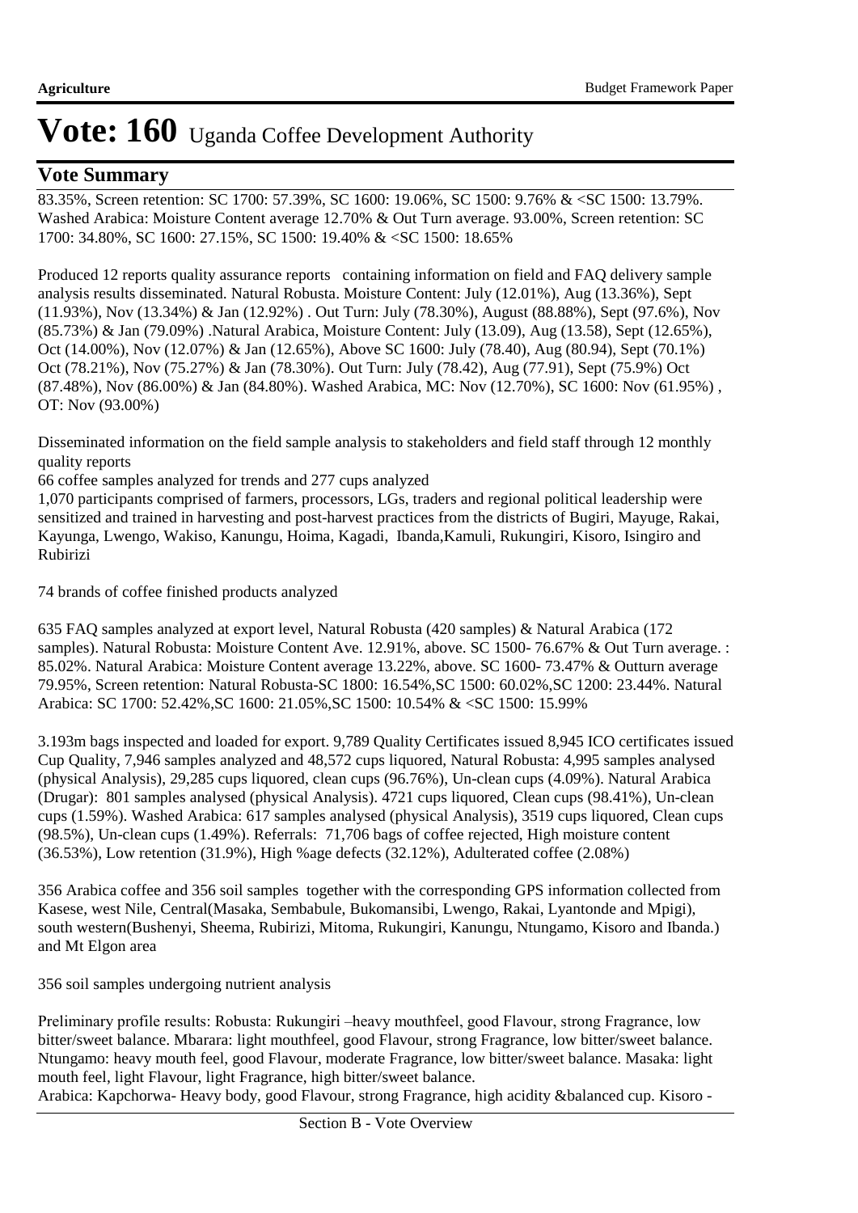# Vote: 160 Uganda Coffee Development Authority

## Vote Summary

83.35%, Screen retention: SC 1700: 57.39%, SC 1600: 19.06%, SC 1500: 9.76% & <SC 1500: 13.79%. Washed Arabica: Moisture Content average 12.70% & Out Turn average. 93.00%, Screen retention: SC 1700: 34.80%, SC 1600: 27.15%, SC 1500: 19.40% & <SC 1500: 18.65%

Produced 12 reports quality assurance reports containing information on field and FAQ delivery sample analysis results disseminated. Natural Robusta. Moisture Content: July (12.01%), Aug (13.36%), Sept (11.93%), Nov (13.34%) & Jan (12.92%) . Out Turn: July (78.30%), August (88.88%), Sept (97.6%), Nov (85.73%) & Jan (79.09%) .Natural Arabica, Moisture Content: July (13.09), Aug (13.58), Sept (12.65%), Oct (14.00%), Nov (12.07%) & Jan (12.65%), Above SC 1600: July (78.40), Aug (80.94), Sept (70.1%) Oct (78.21%), Nov (75.27%) & Jan (78.30%). Out Turn: July (78.42), Aug (77.91), Sept (75.9%) Oct (87.48%), Nov (86.00%) & Jan (84.80%). Washed Arabica, MC: Nov (12.70%), SC 1600: Nov (61.95%) , OT: Nov (93.00%)

Disseminated information on the field sample analysis to stakeholders and field staff through 12 monthly quality reports

66 coffee samples analyzed for trends and 277 cups analyzed

1,070 participants comprised of farmers, processors, LGs, traders and regional political leadership were sensitized and trained in harvesting and post-harvest practices from the districts of Bugiri, Mayuge, Rakai, Kayunga, Lwengo, Wakiso, Kanungu, Hoima, Kagadi, Ibanda,Kamuli, Rukungiri, Kisoro, Isingiro and Rubirizi

74 brands of coffee finished products analyzed

635 FAQ samples analyzed at export level, Natural Robusta (420 samples) & Natural Arabica (172 samples). Natural Robusta: Moisture Content Ave. 12.91%, above. SC 1500- 76.67% & Out Turn average. : 85.02%. Natural Arabica: Moisture Content average 13.22%, above. SC 1600- 73.47% & Outturn average 79.95%, Screen retention: Natural Robusta-SC 1800: 16.54%,SC 1500: 60.02%,SC 1200: 23.44%. Natural Arabica: SC 1700: 52.42%,SC 1600: 21.05%,SC 1500: 10.54% & <SC 1500: 15.99%

3.193m bags inspected and loaded for export. 9,789 Quality Certificates issued 8,945 ICO certificates issued Cup Quality, 7,946 samples analyzed and 48,572 cups liquored, Natural Robusta: 4,995 samples analysed (physical Analysis), 29,285 cups liquored, clean cups (96.76%), Un-clean cups (4.09%). Natural Arabica (Drugar): 801 samples analysed (physical Analysis). 4721 cups liquored, Clean cups (98.41%), Un-clean cups (1.59%). Washed Arabica: 617 samples analysed (physical Analysis), 3519 cups liquored, Clean cups (98.5%), Un-clean cups (1.49%). Referrals: 71,706 bags of coffee rejected, High moisture content (36.53%), Low retention (31.9%), High %age defects (32.12%), Adulterated coffee (2.08%)

356 Arabica coffee and 356 soil samples together with the corresponding GPS information collected from Kasese, west Nile, Central(Masaka, Sembabule, Bukomansibi, Lwengo, Rakai, Lyantonde and Mpigi), south western(Bushenyi, Sheema, Rubirizi, Mitoma, Rukungiri, Kanungu, Ntungamo, Kisoro and Ibanda.) and Mt Elgon area

356 soil samples undergoing nutrient analysis

Preliminary profile results: Robusta: Rukungiri –heavy mouthfeel, good Flavour, strong Fragrance, low bitter/sweet balance. Mbarara: light mouthfeel, good Flavour, strong Fragrance, low bitter/sweet balance. Ntungamo: heavy mouth feel, good Flavour, moderate Fragrance, low bitter/sweet balance. Masaka: light mouth feel, light Flavour, light Fragrance, high bitter/sweet balance.
Arabica: Kapchorwa- Heavy body, good Flavour, strong Fragrance, high acidity &balanced cup. Kisoro -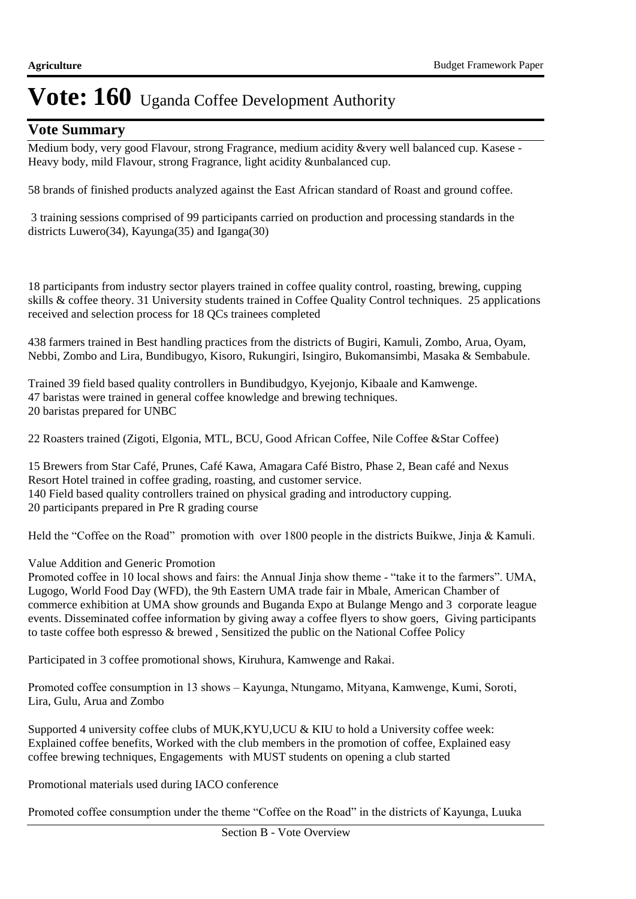# Vote: 160 Uganda Coffee Development Authority

## Vote Summary

Medium body, very good Flavour, strong Fragrance, medium acidity &very well balanced cup. Kasese - Heavy body, mild Flavour, strong Fragrance, light acidity &unbalanced cup.

58 brands of finished products analyzed against the East African standard of Roast and ground coffee.

3 training sessions comprised of 99 participants carried on production and processing standards in the districts Luwero(34), Kayunga(35) and Iganga(30)

18 participants from industry sector players trained in coffee quality control, roasting, brewing, cupping skills & coffee theory. 31 University students trained in Coffee Quality Control techniques. 25 applications received and selection process for 18 QCs trainees completed

438 farmers trained in Best handling practices from the districts of Bugiri, Kamuli, Zombo, Arua, Oyam, Nebbi, Zombo and Lira, Bundibugyo, Kisoro, Rukungiri, Isingiro, Bukomansimbi, Masaka & Sembabule.

Trained 39 field based quality controllers in Bundibudgyo, Kyejonjo, Kibaale and Kamwenge.
47 baristas were trained in general coffee knowledge and brewing techniques.
20 baristas prepared for UNBC

22 Roasters trained (Zigoti, Elgonia, MTL, BCU, Good African Coffee, Nile Coffee &Star Coffee)

15 Brewers from Star Café, Prunes, Café Kawa, Amagara Café Bistro, Phase 2, Bean café and Nexus Resort Hotel trained in coffee grading, roasting, and customer service.
140 Field based quality controllers trained on physical grading and introductory cupping.
20 participants prepared in Pre R grading course

Held the "Coffee on the Road" promotion with over 1800 people in the districts Buikwe, Jinja & Kamuli.

Value Addition and Generic Promotion
Promoted coffee in 10 local shows and fairs: the Annual Jinja show theme - "take it to the farmers". UMA, Lugogo, World Food Day (WFD), the 9th Eastern UMA trade fair in Mbale, American Chamber of commerce exhibition at UMA show grounds and Buganda Expo at Bulange Mengo and 3 corporate league events. Disseminated coffee information by giving away a coffee flyers to show goers, Giving participants to taste coffee both espresso & brewed , Sensitized the public on the National Coffee Policy

Participated in 3 coffee promotional shows, Kiruhura, Kamwenge and Rakai.

Promoted coffee consumption in 13 shows – Kayunga, Ntungamo, Mityana, Kamwenge, Kumi, Soroti, Lira, Gulu, Arua and Zombo

Supported 4 university coffee clubs of MUK,KYU,UCU & KIU to hold a University coffee week: Explained coffee benefits, Worked with the club members in the promotion of coffee, Explained easy coffee brewing techniques, Engagements with MUST students on opening a club started

Promotional materials used during IACO conference

Promoted coffee consumption under the theme "Coffee on the Road" in the districts of Kayunga, Luuka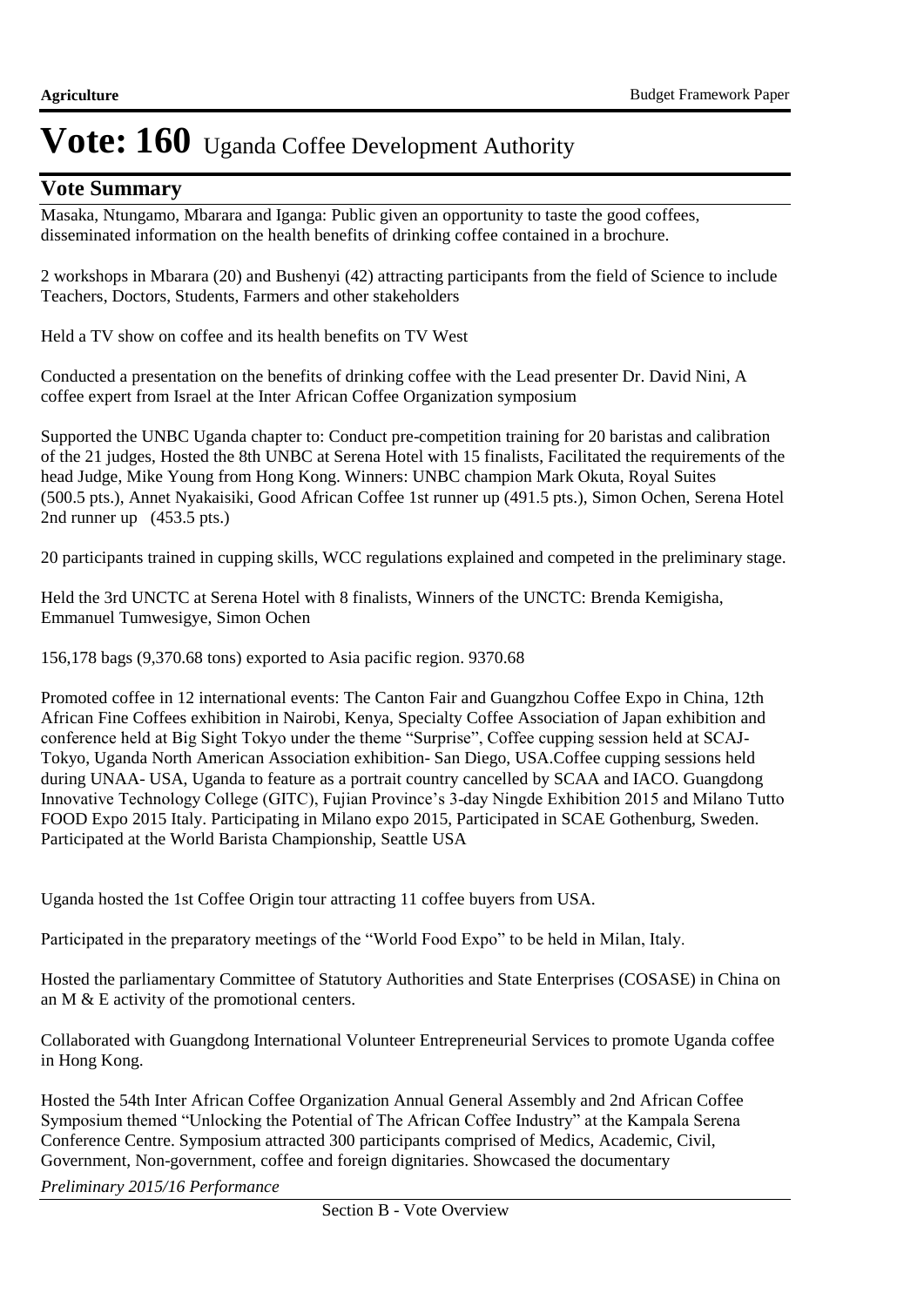# Vote: 160 Uganda Coffee Development Authority

## Vote Summary

Masaka, Ntungamo, Mbarara and Iganga: Public given an opportunity to taste the good coffees, disseminated information on the health benefits of drinking coffee contained in a brochure.

2 workshops in Mbarara (20) and Bushenyi (42) attracting participants from the field of Science to include Teachers, Doctors, Students, Farmers and other stakeholders

Held a TV show on coffee and its health benefits on TV West

Conducted a presentation on the benefits of drinking coffee with the Lead presenter Dr. David Nini, A coffee expert from Israel at the Inter African Coffee Organization symposium

Supported the UNBC Uganda chapter to: Conduct pre-competition training for 20 baristas and calibration of the 21 judges, Hosted the 8th UNBC at Serena Hotel with 15 finalists, Facilitated the requirements of the head Judge, Mike Young from Hong Kong. Winners: UNBC champion Mark Okuta, Royal Suites (500.5 pts.), Annet Nyakaisiki, Good African Coffee 1st runner up (491.5 pts.), Simon Ochen, Serena Hotel 2nd runner up (453.5 pts.)

20 participants trained in cupping skills, WCC regulations explained and competed in the preliminary stage.

Held the 3rd UNCTC at Serena Hotel with 8 finalists, Winners of the UNCTC: Brenda Kemigisha, Emmanuel Tumwesigye, Simon Ochen

156,178 bags (9,370.68 tons) exported to Asia pacific region. 9370.68

Promoted coffee in 12 international events: The Canton Fair and Guangzhou Coffee Expo in China, 12th African Fine Coffees exhibition in Nairobi, Kenya, Specialty Coffee Association of Japan exhibition and conference held at Big Sight Tokyo under the theme "Surprise", Coffee cupping session held at SCAJ-Tokyo, Uganda North American Association exhibition- San Diego, USA.Coffee cupping sessions held during UNAA- USA, Uganda to feature as a portrait country cancelled by SCAA and IACO. Guangdong Innovative Technology College (GITC), Fujian Province's 3-day Ningde Exhibition 2015 and Milano Tutto FOOD Expo 2015 Italy. Participating in Milano expo 2015, Participated in SCAE Gothenburg, Sweden. Participated at the World Barista Championship, Seattle USA

Uganda hosted the 1st Coffee Origin tour attracting 11 coffee buyers from USA.

Participated in the preparatory meetings of the "World Food Expo" to be held in Milan, Italy.

Hosted the parliamentary Committee of Statutory Authorities and State Enterprises (COSASE) in China on an M & E activity of the promotional centers.

Collaborated with Guangdong International Volunteer Entrepreneurial Services to promote Uganda coffee in Hong Kong.

Hosted the 54th Inter African Coffee Organization Annual General Assembly and 2nd African Coffee Symposium themed "Unlocking the Potential of The African Coffee Industry" at the Kampala Serena Conference Centre. Symposium attracted 300 participants comprised of Medics, Academic, Civil, Government, Non-government, coffee and foreign dignitaries. Showcased the documentary

*Preliminary 2015/16 Performance*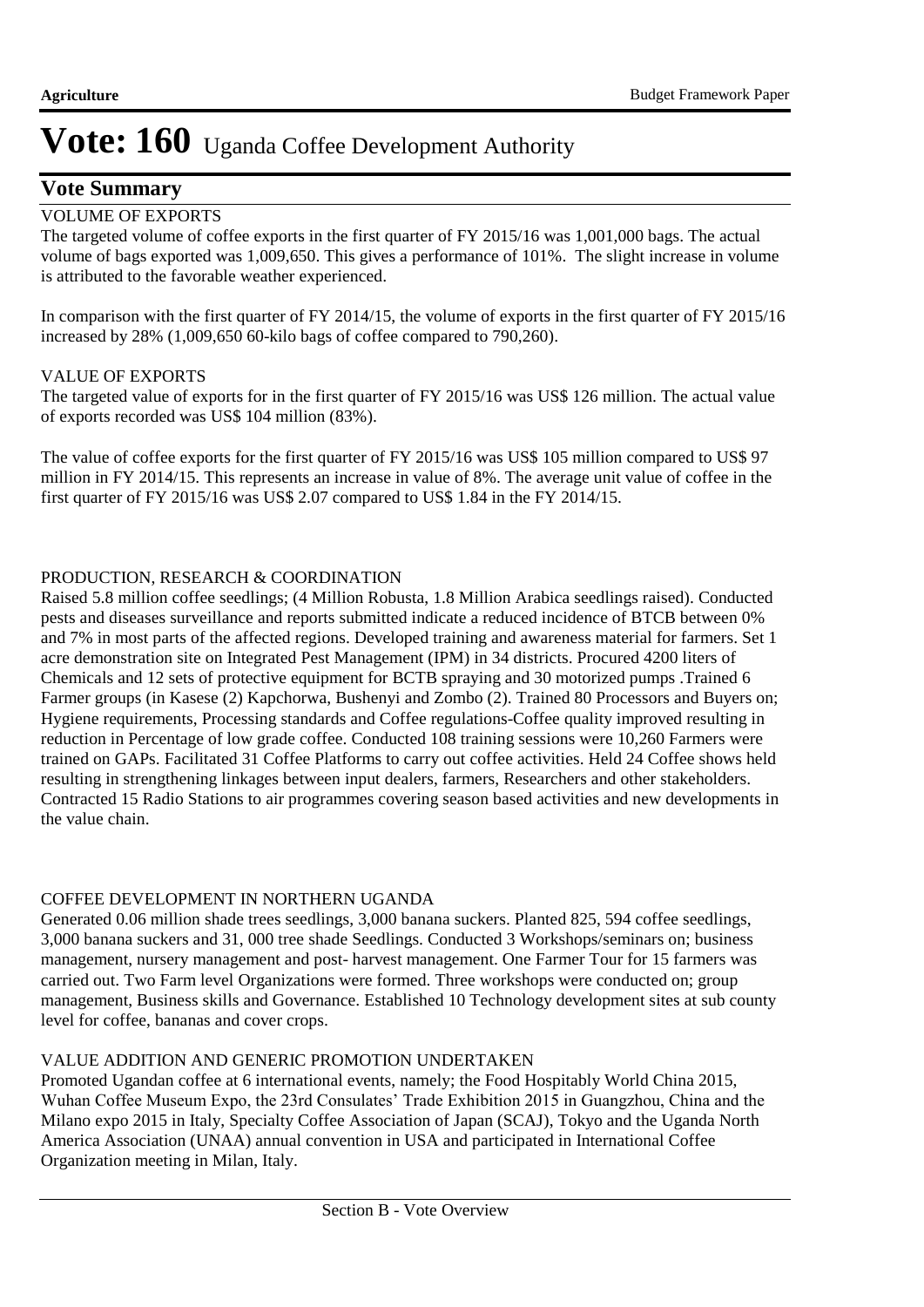# Vote: 160 Uganda Coffee Development Authority

## Vote Summary

VOLUME OF EXPORTS

The targeted volume of coffee exports in the first quarter of FY 2015/16 was 1,001,000 bags. The actual volume of bags exported was 1,009,650. This gives a performance of 101%. The slight increase in volume is attributed to the favorable weather experienced.

In comparison with the first quarter of FY 2014/15, the volume of exports in the first quarter of FY 2015/16 increased by 28% (1,009,650 60-kilo bags of coffee compared to 790,260).

VALUE OF EXPORTS

The targeted value of exports for in the first quarter of FY 2015/16 was US$ 126 million. The actual value of exports recorded was US$ 104 million (83%).

The value of coffee exports for the first quarter of FY 2015/16 was US$ 105 million compared to US$ 97 million in FY 2014/15. This represents an increase in value of 8%. The average unit value of coffee in the first quarter of FY 2015/16 was US$ 2.07 compared to US$ 1.84 in the FY 2014/15.

PRODUCTION, RESEARCH & COORDINATION

Raised 5.8 million coffee seedlings; (4 Million Robusta, 1.8 Million Arabica seedlings raised). Conducted pests and diseases surveillance and reports submitted indicate a reduced incidence of BTCB between 0% and 7% in most parts of the affected regions. Developed training and awareness material for farmers. Set 1 acre demonstration site on Integrated Pest Management (IPM) in 34 districts. Procured 4200 liters of Chemicals and 12 sets of protective equipment for BCTB spraying and 30 motorized pumps .Trained 6 Farmer groups (in Kasese (2) Kapchorwa, Bushenyi and Zombo (2). Trained 80 Processors and Buyers on; Hygiene requirements, Processing standards and Coffee regulations-Coffee quality improved resulting in reduction in Percentage of low grade coffee. Conducted 108 training sessions were 10,260 Farmers were trained on GAPs. Facilitated 31 Coffee Platforms to carry out coffee activities. Held 24 Coffee shows held resulting in strengthening linkages between input dealers, farmers, Researchers and other stakeholders. Contracted 15 Radio Stations to air programmes covering season based activities and new developments in the value chain.

COFFEE DEVELOPMENT IN NORTHERN UGANDA

Generated 0.06 million shade trees seedlings, 3,000 banana suckers. Planted 825, 594 coffee seedlings, 3,000 banana suckers and 31, 000 tree shade Seedlings. Conducted 3 Workshops/seminars on; business management, nursery management and post- harvest management. One Farmer Tour for 15 farmers was carried out. Two Farm level Organizations were formed. Three workshops were conducted on; group management, Business skills and Governance. Established 10 Technology development sites at sub county level for coffee, bananas and cover crops.

VALUE ADDITION AND GENERIC PROMOTION UNDERTAKEN

Promoted Ugandan coffee at 6 international events, namely; the Food Hospitably World China 2015, Wuhan Coffee Museum Expo, the 23rd Consulates' Trade Exhibition 2015 in Guangzhou, China and the Milano expo 2015 in Italy, Specialty Coffee Association of Japan (SCAJ), Tokyo and the Uganda North America Association (UNAA) annual convention in USA and participated in International Coffee Organization meeting in Milan, Italy.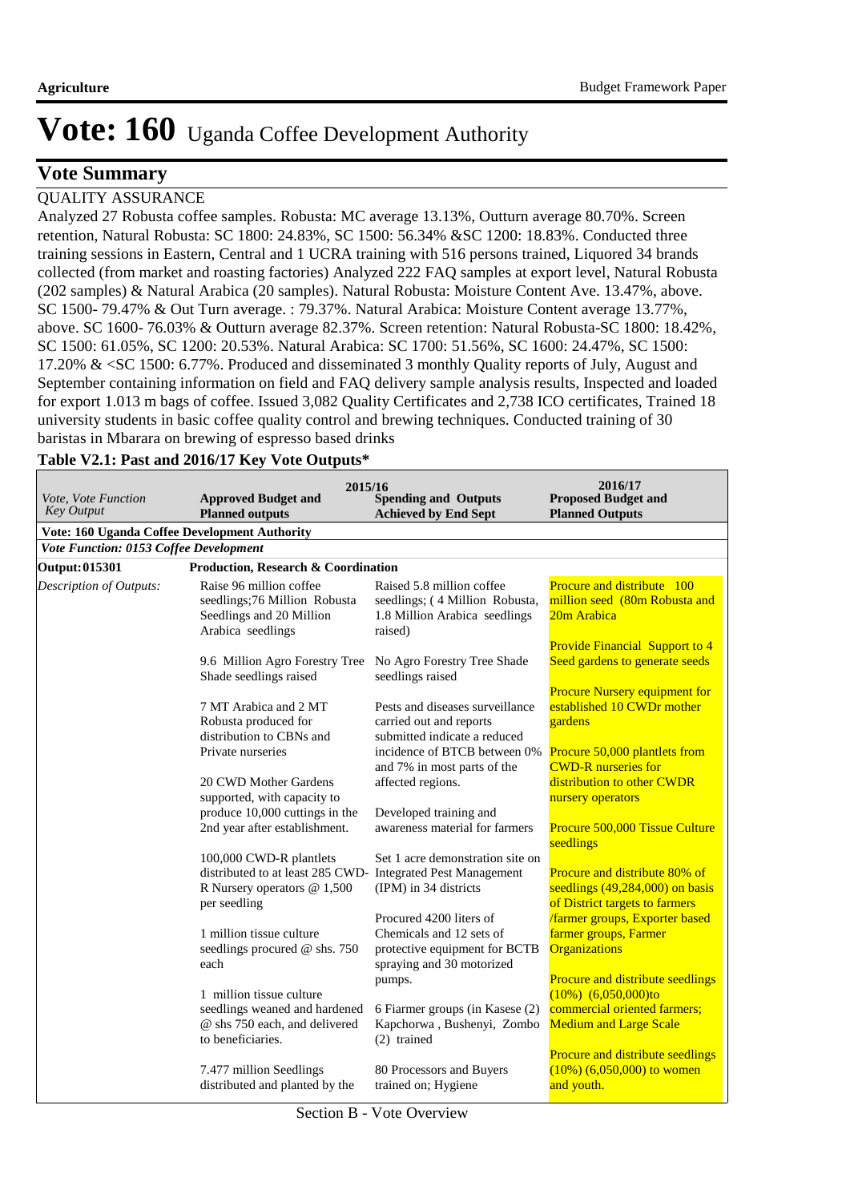# Vote: 160 Uganda Coffee Development Authority

## Vote Summary

QUALITY ASSURANCE

Analyzed 27 Robusta coffee samples. Robusta: MC average 13.13%, Outturn average 80.70%. Screen retention, Natural Robusta: SC 1800: 24.83%, SC 1500: 56.34% &SC 1200: 18.83%. Conducted three training sessions in Eastern, Central and 1 UCRA training with 516 persons trained, Liquored 34 brands collected (from market and roasting factories) Analyzed 222 FAQ samples at export level, Natural Robusta (202 samples) & Natural Arabica (20 samples). Natural Robusta: Moisture Content Ave. 13.47%, above. SC 1500- 79.47% & Out Turn average. : 79.37%. Natural Arabica: Moisture Content average 13.77%, above. SC 1600- 76.03% & Outturn average 82.37%. Screen retention: Natural Robusta-SC 1800: 18.42%, SC 1500: 61.05%, SC 1200: 20.53%. Natural Arabica: SC 1700: 51.56%, SC 1600: 24.47%, SC 1500: 17.20% & <SC 1500: 6.77%. Produced and disseminated 3 monthly Quality reports of July, August and September containing information on field and FAQ delivery sample analysis results, Inspected and loaded for export 1.013 m bags of coffee. Issued 3,082 Quality Certificates and 2,738 ICO certificates, Trained 18 university students in basic coffee quality control and brewing techniques. Conducted training of 30 baristas in Mbarara on brewing of espresso based drinks

**Table V2.1: Past and 2016/17 Key Vote Outputs***

| *Vote, Vote Function Key Output* | 2015/16 **Approved Budget and Planned outputs** | 2015/16 **Spending and Outputs Achieved by End Sept** | 2016/17 **Proposed Budget and Planned Outputs** |
|---|---|---|---|
| **Vote: 160 Uganda Coffee Development Authority** | | | |
| ***Vote Function: 0153 Coffee Development*** | | | |
| **Output: 015301** | **Production, Research & Coordination** | | |
| *Description of Outputs:* | Raise 96 million coffee seedlings;76 Million Robusta Seedlings and 20 Million Arabica seedlings<br><br>9.6 Million Agro Forestry Tree Shade seedlings raised<br><br>7 MT Arabica and 2 MT Robusta produced for distribution to CBNs and Private nurseries<br><br>20 CWD Mother Gardens supported, with capacity to produce 10,000 cuttings in the 2nd year after establishment.<br><br>100,000 CWD-R plantlets distributed to at least 285 CWD-R Nursery operators @ 1,500 per seedling<br><br>1 million tissue culture seedlings procured @ shs. 750 each<br><br>1 million tissue culture seedlings weaned and hardened @ shs 750 each, and delivered to beneficiaries.<br><br>7.477 million Seedlings distributed and planted by the | Raised 5.8 million coffee seedlings; ( 4 Million Robusta, 1.8 Million Arabica seedlings raised)<br><br>No Agro Forestry Tree Shade seedlings raised<br><br>Pests and diseases surveillance carried out and reports submitted indicate a reduced incidence of BTCB between 0% and 7% in most parts of the affected regions.<br><br>Developed training and awareness material for farmers<br><br>Set 1 acre demonstration site on Integrated Pest Management (IPM) in 34 districts<br><br>Procured 4200 liters of Chemicals and 12 sets of protective equipment for BCTB spraying and 30 motorized pumps.<br><br>6 Fiarmer groups (in Kasese (2) Kapchorwa , Bushenyi, Zombo (2) trained<br><br>80 Processors and Buyers trained on; Hygiene | Procure and distribute 100 million seed (80m Robusta and 20m Arabica<br><br>Provide Financial Support to 4 Seed gardens to generate seeds<br><br>Procure Nursery equipment for established 10 CWDr mother gardens<br><br>Procure 50,000 plantlets from CWD-R nurseries for distribution to other CWDR nursery operators<br><br>Procure 500,000 Tissue Culture seedlings<br><br>Procure and distribute 80% of seedlings (49,284,000) on basis of District targets to farmers /farmer groups, Exporter based farmer groups, Farmer Organizations<br><br>Procure and distribute seedlings (10%) (6,050,000)to commercial oriented farmers; Medium and Large Scale<br><br>Procure and distribute seedlings (10%) (6,050,000) to women and youth. |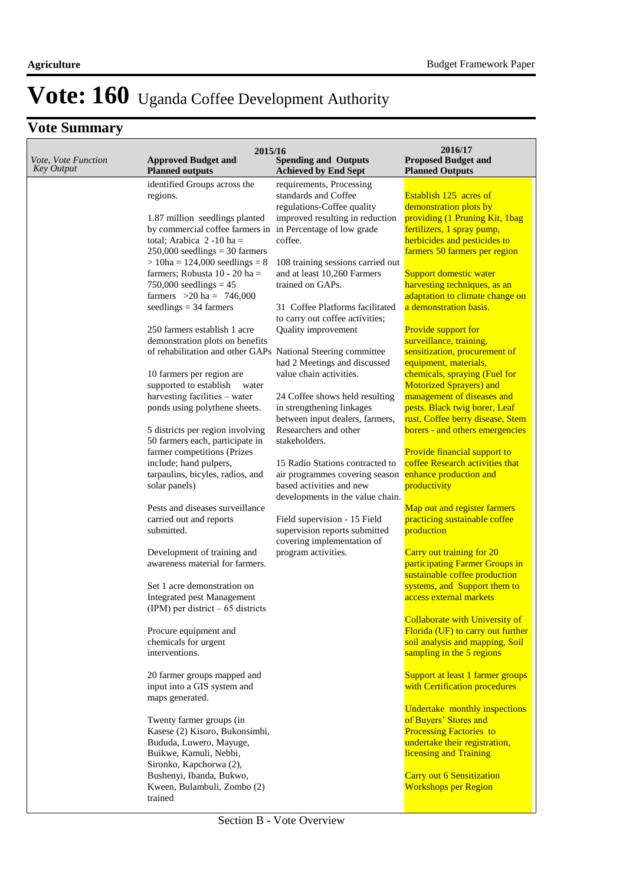# Vote: 160 Uganda Coffee Development Authority

## Vote Summary

| Vote, Vote Function Key Output | 2015/16 Approved Budget and Planned outputs | 2015/16 Spending and Outputs Achieved by End Sept | 2016/17 Proposed Budget and Planned Outputs |
|---|---|---|---|
| | identified Groups across the regions.<br><br>1.87 million seedlings planted by commercial coffee farmers in total; Arabica 2 -10 ha = 250,000 seedlings = 30 farmers > 10ha = 124,000 seedlings = 8 farmers; Robusta 10 - 20 ha = 750,000 seedlings = 45 farmers >20 ha = 746,000 seedlings = 34 farmers<br><br>250 farmers establish 1 acre demonstration plots on benefits of rehabilitation and other GAPs<br><br>10 farmers per region are supported to establish water harvesting facilities – water ponds using polythene sheets.<br><br>5 districts per region involving 50 farmers each, participate in farmer competitions (Prizes include; hand pulpers, tarpaulins, bicyles, radios, and solar panels)<br><br>Pests and diseases surveillance carried out and reports submitted.<br><br>Development of training and awareness material for farmers.<br><br>Set 1 acre demonstration on Integrated pest Management (IPM) per district – 65 districts<br><br>Procure equipment and chemicals for urgent interventions.<br><br>20 farmer groups mapped and input into a GIS system and maps generated.<br><br>Twenty farmer groups (in Kasese (2) Kisoro, Bukonsimbi, Bududa, Luwero, Mayuge, Buikwe, Kamuli, Nebbi, Sironko, Kapchorwa (2), Bushenyi, Ibanda, Bukwo, Kween, Bulambuli, Zombo (2) trained | requirements, Processing standards and Coffee regulations-Coffee quality improved resulting in reduction in Percentage of low grade coffee.<br><br>108 training sessions carried out and at least 10,260 Farmers trained on GAPs.<br><br>31 Coffee Platforms facilitated to carry out coffee activities; Quality improvement<br><br>National Steering committee had 2 Meetings and discussed value chain activities.<br><br>24 Coffee shows held resulting in strengthening linkages between input dealers, farmers, Researchers and other stakeholders.<br><br>15 Radio Stations contracted to air programmes covering season based activities and new developments in the value chain.<br><br>Field supervision - 15 Field supervision reports submitted covering implementation of program activities. | Establish 125 acres of demonstration plots by providing (1 Pruning Kit, 1bag fertilizers, 1 spray pump, herbicides and pesticides to farmers 50 farmers per region<br><br>Support domestic water harvesting techniques, as an adaptation to climate change on a demonstration basis.<br><br>Provide support for surveillance, training, sensitization, procurement of equipment, materials, chemicals, spraying (Fuel for Motorized Sprayers) and management of diseases and pests. Black twig borer, Leaf rust, Coffee berry disease, Stem borers - and others emergencies<br><br>Provide financial support to coffee Research activities that enhance production and productivity<br><br>Map out and register farmers practicing sustainable coffee production<br><br>Carry out training for 20 participating Farmer Groups in sustainable coffee production systems, and Support them to access external markets<br><br>Collaborate with University of Florida (UF) to carry out further soil analysis and mapping, Soil sampling in the 5 regions<br><br>Support at least 1 farmer groups with Certification procedures<br><br>Undertake monthly inspections of Buyers' Stores and Processing Factories to undertake their registration, licensing and Training<br><br>Carry out 6 Sensitization Workshops per Region |

Section B - Vote Overview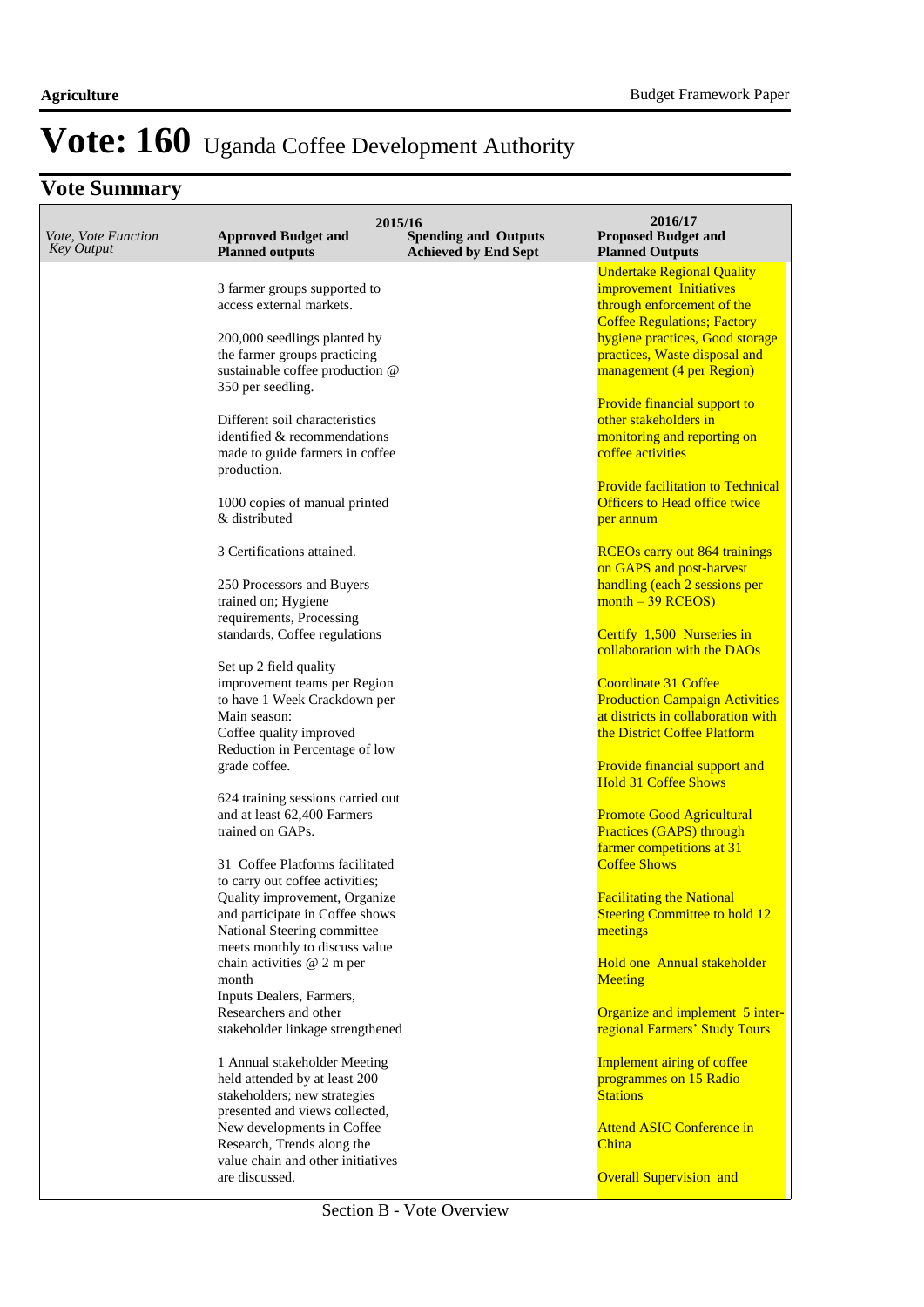# Vote: 160 Uganda Coffee Development Authority

## Vote Summary

| *Vote, Vote Function Key Output* | 2015/16 **Approved Budget and Planned outputs** | **Spending and Outputs Achieved by End Sept** | 2016/17 **Proposed Budget and Planned Outputs** |
|---|---|---|---|
| | 3 farmer groups supported to access external markets.<br><br>200,000 seedlings planted by the farmer groups practicing sustainable coffee production @ 350 per seedling.<br><br>Different soil characteristics identified & recommendations made to guide farmers in coffee production.<br><br>1000 copies of manual printed & distributed<br><br>3 Certifications attained.<br><br>250 Processors and Buyers trained on; Hygiene requirements, Processing standards, Coffee regulations<br><br>Set up 2 field quality improvement teams per Region to have 1 Week Crackdown per Main season:<br>Coffee quality improved<br>Reduction in Percentage of low grade coffee.<br><br>624 training sessions carried out and at least 62,400 Farmers trained on GAPs.<br><br>31 Coffee Platforms facilitated to carry out coffee activities;<br>Quality improvement, Organize and participate in Coffee shows<br>National Steering committee meets monthly to discuss value chain activities @ 2 m per month<br>Inputs Dealers, Farmers, Researchers and other stakeholder linkage strengthened<br><br>1 Annual stakeholder Meeting held attended by at least 200 stakeholders; new strategies presented and views collected, New developments in Coffee Research, Trends along the value chain and other initiatives are discussed. | | Undertake Regional Quality improvement Initiatives through enforcement of the Coffee Regulations; Factory hygiene practices, Good storage practices, Waste disposal and management (4 per Region)<br><br>Provide financial support to other stakeholders in monitoring and reporting on coffee activities<br><br>Provide facilitation to Technical Officers to Head office twice per annum<br><br>RCEOs carry out 864 trainings on GAPS and post-harvest handling (each 2 sessions per month – 39 RCEOS)<br><br>Certify 1,500 Nurseries in collaboration with the DAOs<br><br>Coordinate 31 Coffee Production Campaign Activities at districts in collaboration with the District Coffee Platform<br><br>Provide financial support and Hold 31 Coffee Shows<br><br>Promote Good Agricultural Practices (GAPS) through farmer competitions at 31 Coffee Shows<br><br>Facilitating the National Steering Committee to hold 12 meetings<br><br>Hold one Annual stakeholder Meeting<br><br>Organize and implement 5 inter-regional Farmers' Study Tours<br><br>Implement airing of coffee programmes on 15 Radio Stations<br><br>Attend ASIC Conference in China<br><br>Overall Supervision and |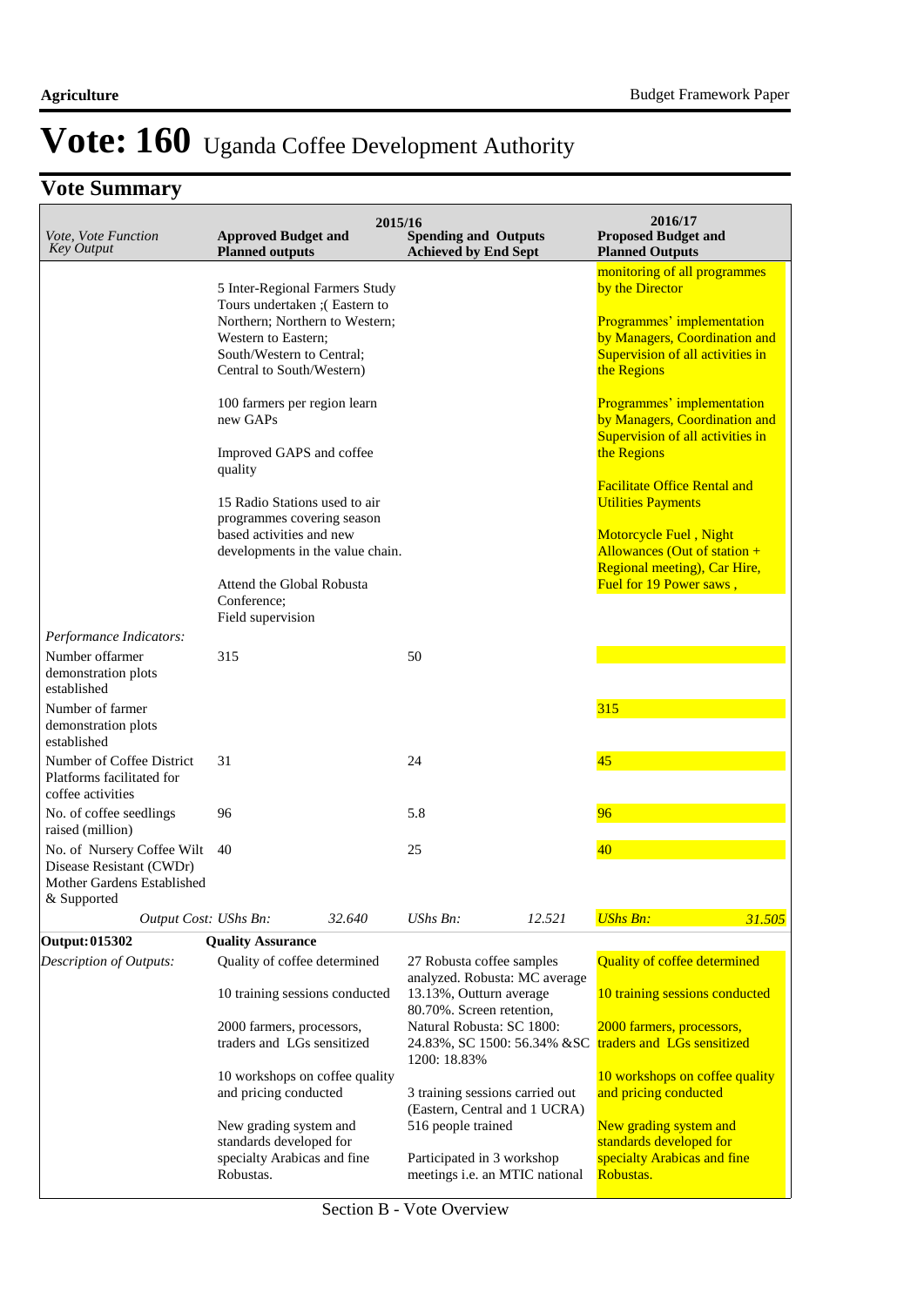# Vote: 160 Uganda Coffee Development Authority

## Vote Summary

| *Vote, Vote Function Key Output* | 2015/16 Approved Budget and Planned outputs | | 2015/16 Spending and Outputs Achieved by End Sept | | 2016/17 Proposed Budget and Planned Outputs | |
|---|---|---|---|---|---|---|
| | 5 Inter-Regional Farmers Study Tours undertaken ;( Eastern to Northern; Northern to Western; Western to Eastern; South/Western to Central; Central to South/Western)<br><br>100 farmers per region learn new GAPs<br><br>Improved GAPS and coffee quality<br><br>15 Radio Stations used to air programmes covering season based activities and new developments in the value chain.<br><br>Attend the Global Robusta Conference;<br>Field supervision | | | | monitoring of all programmes by the Director<br><br>Programmes' implementation by Managers, Coordination and Supervision of all activities in the Regions<br><br>Programmes' implementation by Managers, Coordination and Supervision of all activities in the Regions<br><br>Facilitate Office Rental and Utilities Payments<br><br>Motorcycle Fuel , Night Allowances (Out of station + Regional meeting), Car Hire, Fuel for 19 Power saws , | |
| *Performance Indicators:* | | | | | | |
| Number offarmer demonstration plots established | 315 | | 50 | | | |
| Number of farmer demonstration plots established | | | | | 315 | |
| Number of Coffee District Platforms facilitated for coffee activities | 31 | | 24 | | 45 | |
| No. of coffee seedlings raised (million) | 96 | | 5.8 | | 96 | |
| No. of Nursery Coffee Wilt Disease Resistant (CWDr) Mother Gardens Established & Supported | 40 | | 25 | | 40 | |
| *Output Cost:* | *UShs Bn:* | *32.640* | *UShs Bn:* | *12.521* | *UShs Bn:* | *31.505* |
| **Output: 015302** | **Quality Assurance** | | | | | |
| *Description of Outputs:* | Quality of coffee determined<br><br>10 training sessions conducted<br><br>2000 farmers, processors, traders and LGs sensitized<br><br>10 workshops on coffee quality and pricing conducted<br><br>New grading system and standards developed for specialty Arabicas and fine Robustas. | | 27 Robusta coffee samples analyzed. Robusta: MC average 13.13%, Outturn average 80.70%. Screen retention, Natural Robusta: SC 1800: 24.83%, SC 1500: 56.34% &SC 1200: 18.83%<br><br>3 training sessions carried out (Eastern, Central and 1 UCRA) 516 people trained<br><br>Participated in 3 workshop meetings i.e. an MTIC national | | Quality of coffee determined<br><br>10 training sessions conducted<br><br>2000 farmers, processors, traders and LGs sensitized<br><br>10 workshops on coffee quality and pricing conducted<br><br>New grading system and standards developed for specialty Arabicas and fine Robustas. | |

Section B - Vote Overview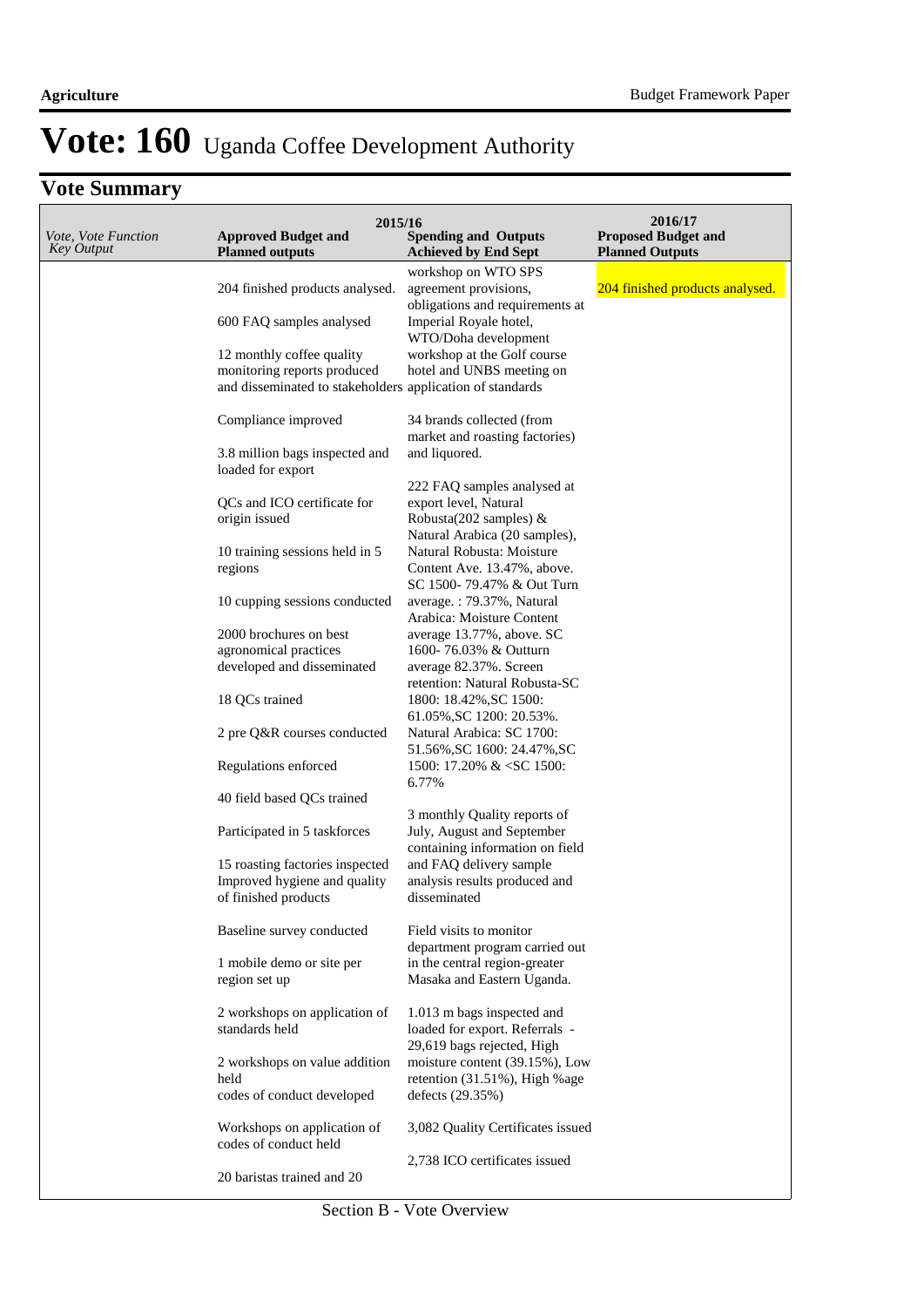# Vote: 160 Uganda Coffee Development Authority

## Vote Summary

| Vote, Vote Function Key Output | 2015/16 Approved Budget and Planned outputs | 2015/16 Spending and Outputs Achieved by End Sept | 2016/17 Proposed Budget and Planned Outputs |
|---|---|---|---|
| | 204 finished products analysed.<br><br>600 FAQ samples analysed<br><br>12 monthly coffee quality monitoring reports produced and disseminated to stakeholders<br><br>Compliance improved<br><br>3.8 million bags inspected and loaded for export<br><br>QCs and ICO certificate for origin issued<br><br>10 training sessions held in 5 regions<br><br>10 cupping sessions conducted<br><br>2000 brochures on best agronomical practices developed and disseminated<br><br>18 QCs trained<br><br>2 pre Q&R courses conducted<br><br>Regulations enforced<br><br>40 field based QCs trained<br><br>Participated in 5 taskforces<br><br>15 roasting factories inspected Improved hygiene and quality of finished products<br><br>Baseline survey conducted<br><br>1 mobile demo or site per region set up<br><br>2 workshops on application of standards held<br><br>2 workshops on value addition held<br>codes of conduct developed<br><br>Workshops on application of codes of conduct held<br><br>20 baristas trained and 20 | workshop on WTO SPS agreement provisions, obligations and requirements at Imperial Royale hotel, WTO/Doha development workshop at the Golf course hotel and UNBS meeting on application of standards<br><br>34 brands collected (from market and roasting factories) and liquored.<br><br>222 FAQ samples analysed at export level, Natural Robusta(202 samples) & Natural Arabica (20 samples), Natural Robusta: Moisture Content Ave. 13.47%, above. SC 1500- 79.47% & Out Turn average. : 79.37%, Natural Arabica: Moisture Content average 13.77%, above. SC 1600- 76.03% & Outturn average 82.37%. Screen retention: Natural Robusta-SC 1800: 18.42%,SC 1500: 61.05%,SC 1200: 20.53%. Natural Arabica: SC 1700: 51.56%,SC 1600: 24.47%,SC 1500: 17.20% & <SC 1500: 6.77%<br><br>3 monthly Quality reports of July, August and September containing information on field and FAQ delivery sample analysis results produced and disseminated<br><br>Field visits to monitor department program carried out in the central region-greater Masaka and Eastern Uganda.<br><br>1.013 m bags inspected and loaded for export. Referrals - 29,619 bags rejected, High moisture content (39.15%), Low retention (31.51%), High %age defects (29.35%)<br><br>3,082 Quality Certificates issued<br><br>2,738 ICO certificates issued | 204 finished products analysed. |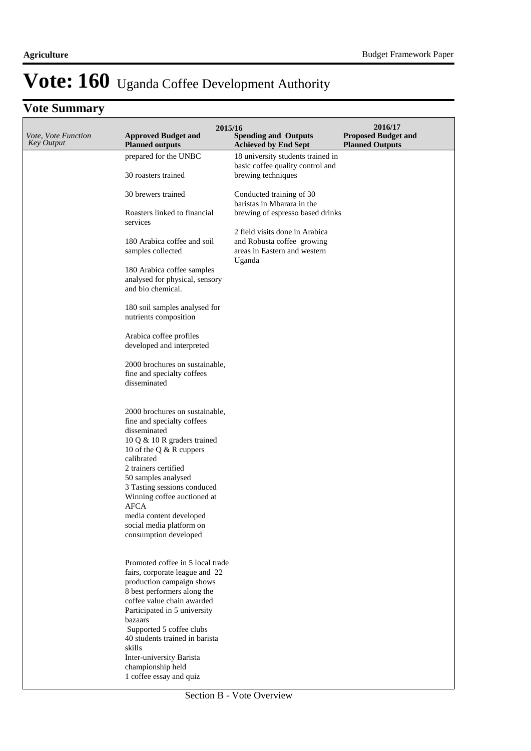# Vote: 160 Uganda Coffee Development Authority

## Vote Summary

| Vote, Vote Function Key Output | 2015/16 Approved Budget and Planned outputs | 2015/16 Spending and Outputs Achieved by End Sept | 2016/17 Proposed Budget and Planned Outputs |
|---|---|---|---|
| | prepared for the UNBC<br><br>30 roasters trained<br><br>30 brewers trained<br><br>Roasters linked to financial services<br><br>180 Arabica coffee and soil samples collected<br><br>180 Arabica coffee samples analysed for physical, sensory and bio chemical.<br><br>180 soil samples analysed for nutrients composition<br><br>Arabica coffee profiles developed and interpreted<br><br>2000 brochures on sustainable, fine and specialty coffees disseminated<br><br>2000 brochures on sustainable, fine and specialty coffees disseminated<br>10 Q & 10 R graders trained<br>10 of the Q & R cuppers calibrated<br>2 trainers certified<br>50 samples analysed<br>3 Tasting sessions conduced<br>Winning coffee auctioned at AFCA<br>media content developed<br>social media platform on consumption developed<br><br>Promoted coffee in 5 local trade fairs, corporate league and 22 production campaign shows<br>8 best performers along the coffee value chain awarded<br>Participated in 5 university bazaars<br>Supported 5 coffee clubs<br>40 students trained in barista skills<br>Inter-university Barista championship held<br>1 coffee essay and quiz | 18 university students trained in basic coffee quality control and brewing techniques<br><br>Conducted training of 30 baristas in Mbarara in the brewing of espresso based drinks<br><br>2 field visits done in Arabica and Robusta coffee growing areas in Eastern and western Uganda | |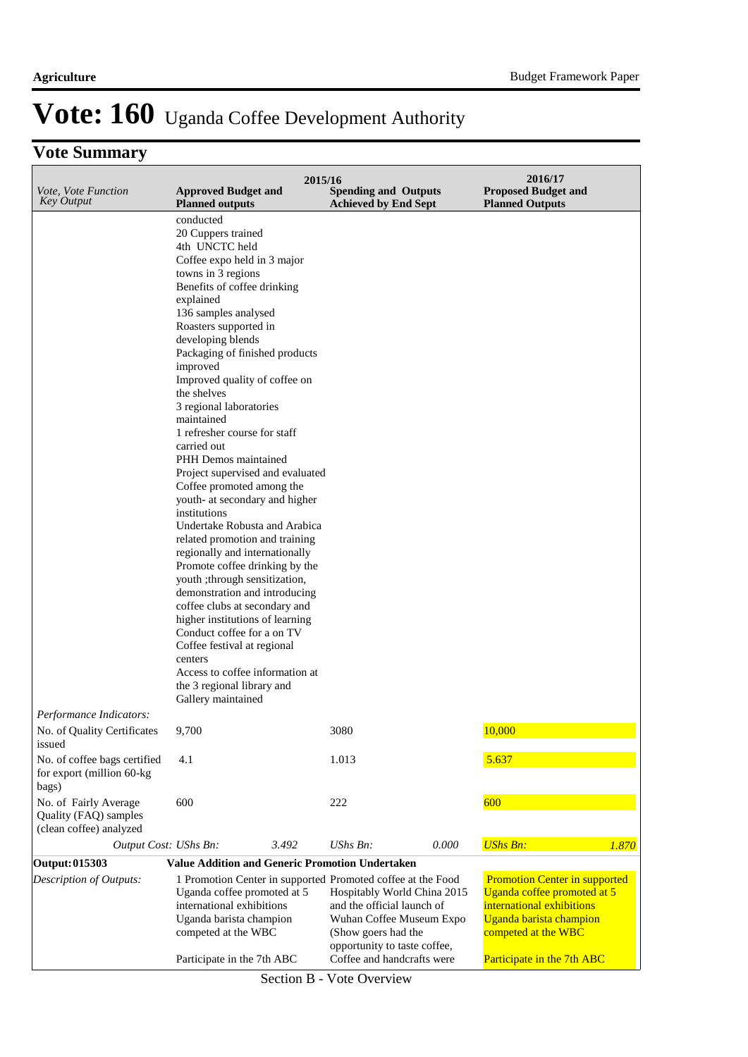# Vote: 160 Uganda Coffee Development Authority

## Vote Summary

| Vote, Vote Function Key Output | 2015/16 Approved Budget and Planned outputs | | 2015/16 Spending and Outputs Achieved by End Sept | | 2016/17 Proposed Budget and Planned Outputs | |
|---|---|---|---|---|---|---|
| | conducted<br>20 Cuppers trained<br>4th UNCTC held<br>Coffee expo held in 3 major towns in 3 regions<br>Benefits of coffee drinking explained<br>136 samples analysed<br>Roasters supported in developing blends<br>Packaging of finished products improved<br>Improved quality of coffee on the shelves<br>3 regional laboratories maintained<br>1 refresher course for staff carried out<br>PHH Demos maintained<br>Project supervised and evaluated<br>Coffee promoted among the youth- at secondary and higher institutions<br>Undertake Robusta and Arabica related promotion and training regionally and internationally<br>Promote coffee drinking by the youth ;through sensitization, demonstration and introducing coffee clubs at secondary and higher institutions of learning<br>Conduct coffee for a on TV<br>Coffee festival at regional centers<br>Access to coffee information at the 3 regional library and Gallery maintained | | | | | |
| *Performance Indicators:* | | | | | | |
| No. of Quality Certificates issued | 9,700 | | 3080 | | 10,000 | |
| No. of coffee bags certified for export (million 60-kg bags) | 4.1 | | 1.013 | | 5.637 | |
| No. of Fairly Average Quality (FAQ) samples (clean coffee) analyzed | 600 | | 222 | | 600 | |
| *Output Cost:* | *UShs Bn:* | *3.492* | *UShs Bn:* | *0.000* | *UShs Bn:* | *1.870* |
| **Output: 015303** | **Value Addition and Generic Promotion Undertaken** | | | | | |
| *Description of Outputs:* | 1 Promotion Center in supported Uganda coffee promoted at 5 international exhibitions<br>Uganda barista champion competed at the WBC<br><br>Participate in the 7th ABC | | Promoted coffee at the Food Hospitably World China 2015 and the official launch of Wuhan Coffee Museum Expo (Show goers had the opportunity to taste coffee, Coffee and handcrafts were | | Promotion Center in supported Uganda coffee promoted at 5 international exhibitions<br>Uganda barista champion competed at the WBC<br><br>Participate in the 7th ABC | |

Section B - Vote Overview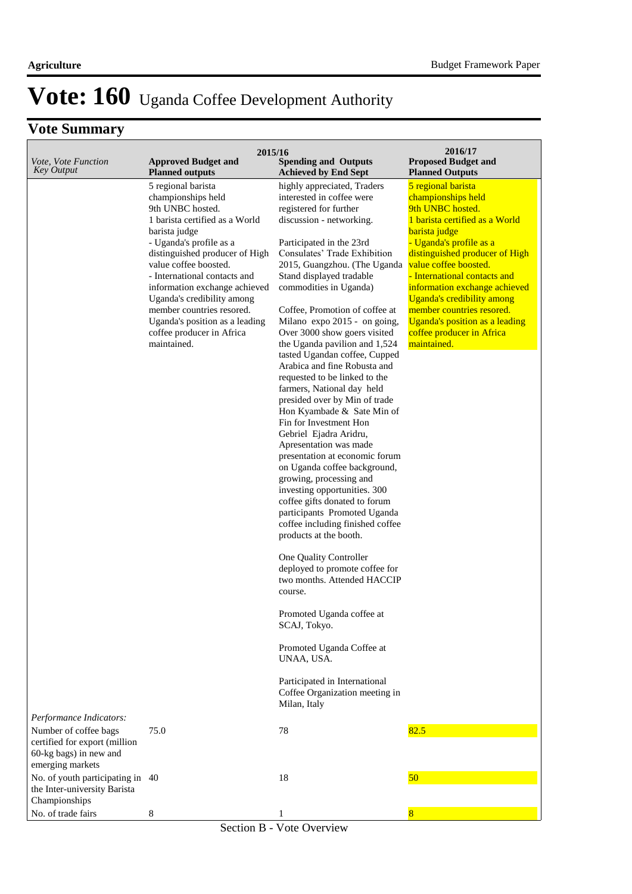# Vote: 160 Uganda Coffee Development Authority

## Vote Summary

| *Vote, Vote Function Key Output* | 2015/16 **Approved Budget and Planned outputs** | **Spending and Outputs Achieved by End Sept** | 2016/17 **Proposed Budget and Planned Outputs** |
|---|---|---|---|
| | 5 regional barista championships held<br>9th UNBC hosted.<br>1 barista certified as a World barista judge<br>- Uganda's profile as a distinguished producer of High value coffee boosted.<br>- International contacts and information exchange achieved Uganda's credibility among member countries resored.<br>Uganda's position as a leading coffee producer in Africa maintained. | highly appreciated, Traders interested in coffee were registered for further discussion - networking.<br><br>Participated in the 23rd Consulates' Trade Exhibition 2015, Guangzhou. (The Uganda Stand displayed tradable commodities in Uganda)<br><br>Coffee, Promotion of coffee at Milano expo 2015 - on going, Over 3000 show goers visited the Uganda pavilion and 1,524 tasted Ugandan coffee, Cupped Arabica and fine Robusta and requested to be linked to the farmers, National day held presided over by Min of trade Hon Kyambade & Sate Min of Fin for Investment Hon Gebriel Ejadra Aridru, Apresentation was made presentation at economic forum on Uganda coffee background, growing, processing and investing opportunities. 300 coffee gifts donated to forum participants Promoted Uganda coffee including finished coffee products at the booth.<br><br>One Quality Controller deployed to promote coffee for two months. Attended HACCIP course.<br><br>Promoted Uganda coffee at SCAJ, Tokyo.<br><br>Promoted Uganda Coffee at UNAA, USA.<br><br>Participated in International Coffee Organization meeting in Milan, Italy | 5 regional barista championships held<br>9th UNBC hosted.<br>1 barista certified as a World barista judge<br>- Uganda's profile as a distinguished producer of High value coffee boosted.<br>- International contacts and information exchange achieved Uganda's credibility among member countries resored.<br>Uganda's position as a leading coffee producer in Africa maintained. |
| *Performance Indicators:* | | | |
| Number of coffee bags certified for export (million 60-kg bags) in new and emerging markets | 75.0 | 78 | 82.5 |
| No. of youth participating in the Inter-university Barista Championships | 40 | 18 | 50 |
| No. of trade fairs | 8 | 1 | 8 |

Section B - Vote Overview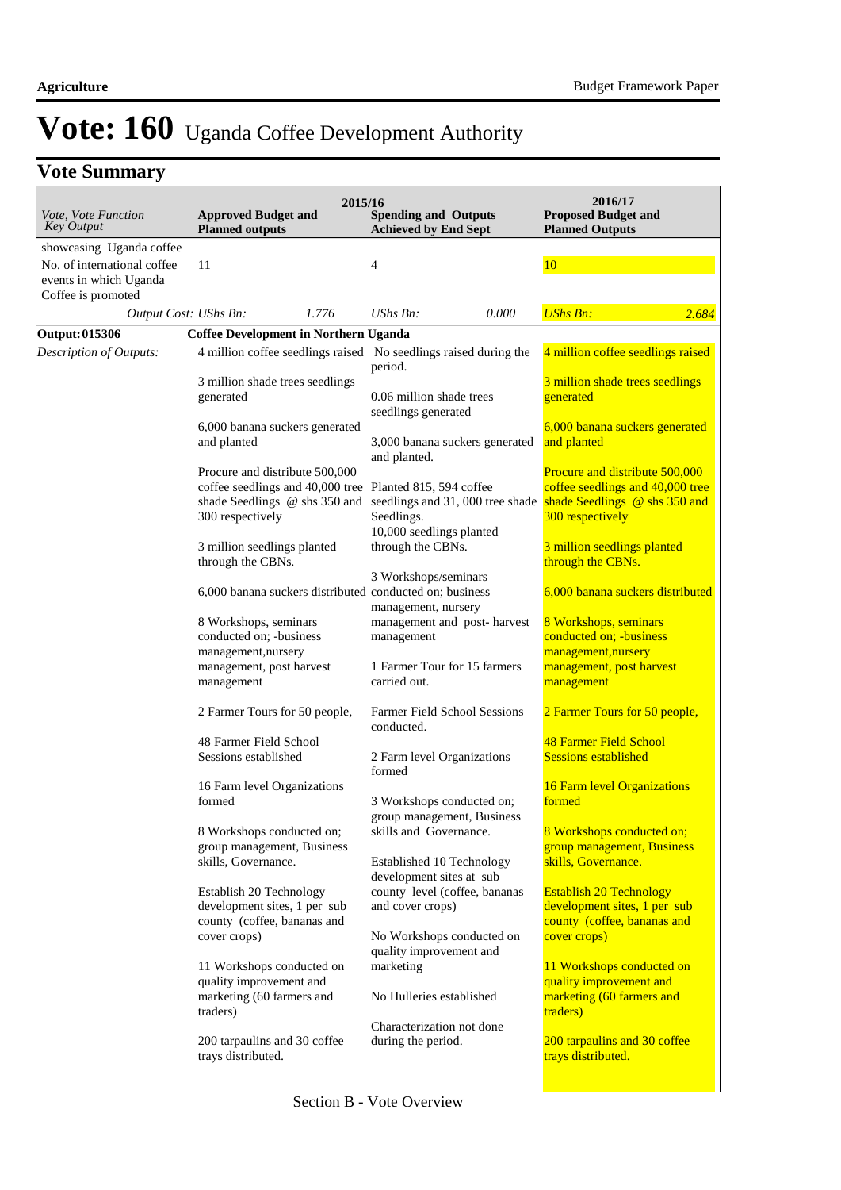# Vote: 160 Uganda Coffee Development Authority

## Vote Summary

| *Vote, Vote Function Key Output* | 2015/16 **Approved Budget and Planned outputs** | **Spending and Outputs Achieved by End Sept** | 2016/17 **Proposed Budget and Planned Outputs** |
|---|---|---|---|
| showcasing Uganda coffee No. of international coffee events in which Uganda Coffee is promoted | 11 | 4 | 10 |
| *Output Cost: UShs Bn:* | *1.776* | *UShs Bn: 0.000* | *UShs Bn: 2.684* |
| **Output: 015306** | **Coffee Development in Northern Uganda** | | |
| *Description of Outputs:* | 4 million coffee seedlings raised<br><br>3 million shade trees seedlings generated<br><br>6,000 banana suckers generated and planted<br><br>Procure and distribute 500,000 coffee seedlings and 40,000 tree shade Seedlings @ shs 350 and 300 respectively<br><br>3 million seedlings planted through the CBNs.<br><br>6,000 banana suckers distributed<br><br>8 Workshops, seminars conducted on; -business management,nursery management, post harvest management<br><br>2 Farmer Tours for 50 people,<br><br>48 Farmer Field School Sessions established<br><br>16 Farm level Organizations formed<br><br>8 Workshops conducted on; group management, Business skills, Governance.<br><br>Establish 20 Technology development sites, 1 per sub county (coffee, bananas and cover crops)<br><br>11 Workshops conducted on quality improvement and marketing (60 farmers and traders)<br><br>200 tarpaulins and 30 coffee trays distributed. | No seedlings raised during the period.<br><br>0.06 million shade trees seedlings generated<br><br>3,000 banana suckers generated and planted.<br><br>Planted 815, 594 coffee seedlings and 31, 000 tree shade Seedlings.<br>10,000 seedlings planted through the CBNs.<br><br>3 Workshops/seminars conducted on; business management, nursery management and post- harvest management<br><br>1 Farmer Tour for 15 farmers carried out.<br><br>Farmer Field School Sessions conducted.<br><br>2 Farm level Organizations formed<br><br>3 Workshops conducted on; group management, Business skills and Governance.<br><br>Established 10 Technology development sites at sub county level (coffee, bananas and cover crops)<br><br>No Workshops conducted on quality improvement and marketing<br><br>No Hulleries established<br><br>Characterization not done during the period. | 4 million coffee seedlings raised<br><br>3 million shade trees seedlings generated<br><br>6,000 banana suckers generated and planted<br><br>Procure and distribute 500,000 coffee seedlings and 40,000 tree shade Seedlings @ shs 350 and 300 respectively<br><br>3 million seedlings planted through the CBNs.<br><br>6,000 banana suckers distributed<br><br>8 Workshops, seminars conducted on; -business management,nursery management, post harvest management<br><br>2 Farmer Tours for 50 people,<br><br>48 Farmer Field School Sessions established<br><br>16 Farm level Organizations formed<br><br>8 Workshops conducted on; group management, Business skills, Governance.<br><br>Establish 20 Technology development sites, 1 per sub county (coffee, bananas and cover crops)<br><br>11 Workshops conducted on quality improvement and marketing (60 farmers and traders)<br><br>200 tarpaulins and 30 coffee trays distributed. |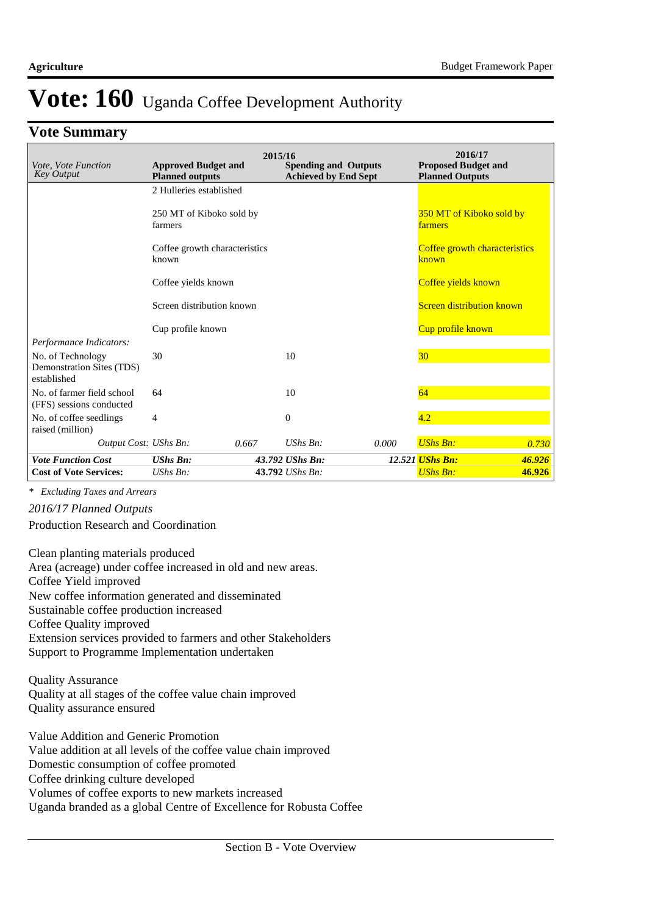# Vote: 160 Uganda Coffee Development Authority

## Vote Summary

| Vote, Vote Function Key Output | 2015/16 Approved Budget and Planned outputs | | 2015/16 Spending and Outputs Achieved by End Sept | | 2016/17 Proposed Budget and Planned Outputs | |
|---|---|---|---|---|---|---|
| | 2 Hulleries established | | | | | |
| | 250 MT of Kiboko sold by farmers | | | | 350 MT of Kiboko sold by farmers | |
| | Coffee growth characteristics known | | | | Coffee growth characteristics known | |
| | Coffee yields known | | | | Coffee yields known | |
| | Screen distribution known | | | | Screen distribution known | |
| | Cup profile known | | | | Cup profile known | |
| *Performance Indicators:* | | | | | | |
| No. of Technology Demonstration Sites (TDS) established | 30 | | 10 | | 30 | |
| No. of farmer field school (FFS) sessions conducted | 64 | | 10 | | 64 | |
| No. of coffee seedlings raised (million) | 4 | | 0 | | 4.2 | |
| *Output Cost:* | *UShs Bn:* | *0.667* | *UShs Bn:* | *0.000* | *UShs Bn:* | *0.730* |
| ***Vote Function Cost*** | ***UShs Bn:*** | ***43.792*** | ***UShs Bn:*** | ***12.521*** | ***UShs Bn:*** | ***46.926*** |
| **Cost of Vote Services:** | *UShs Bn:* | **43.792** | *UShs Bn:* | | *UShs Bn:* | **46.926** |

*\* Excluding Taxes and Arrears*

*2016/17 Planned Outputs*

Production Research and Coordination

Clean planting materials produced
Area (acreage) under coffee increased in old and new areas.
Coffee Yield improved
New coffee information generated and disseminated
Sustainable coffee production increased
Coffee Quality improved
Extension services provided to farmers and other Stakeholders
Support to Programme Implementation undertaken

Quality Assurance
Quality at all stages of the coffee value chain improved
Quality assurance ensured

Value Addition and Generic Promotion
Value addition at all levels of the coffee value chain improved
Domestic consumption of coffee promoted
Coffee drinking culture developed
Volumes of coffee exports to new markets increased
Uganda branded as a global Centre of Excellence for Robusta Coffee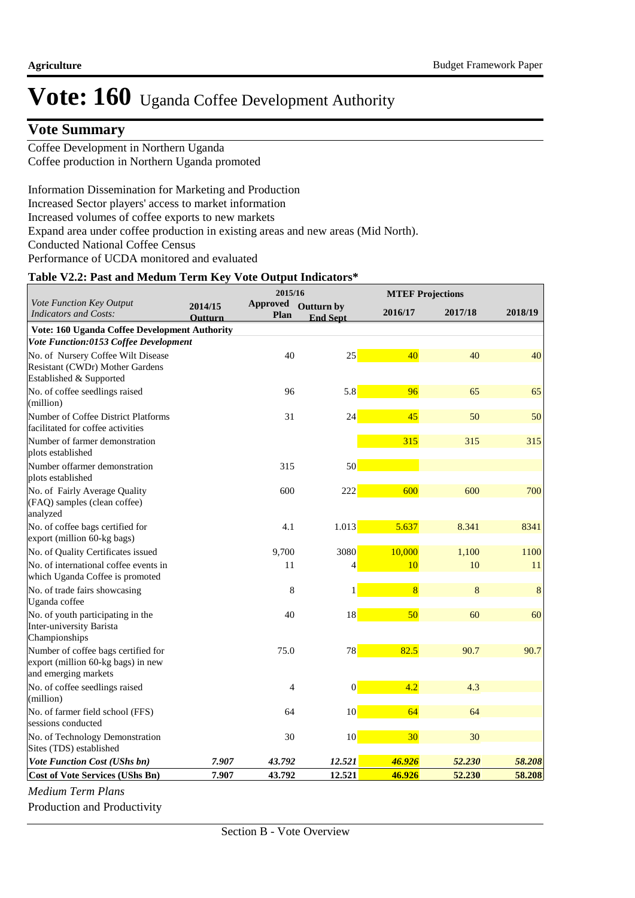# Vote: 160 Uganda Coffee Development Authority

## Vote Summary

Coffee Development in Northern Uganda
Coffee production in Northern Uganda promoted

Information Dissemination for Marketing and Production
Increased Sector players' access to market information
Increased volumes of coffee exports to new markets
Expand area under coffee production in existing areas and new areas (Mid North).
Conducted National Coffee Census
Performance of UCDA monitored and evaluated

**Table V2.2: Past and Medum Term Key Vote Output Indicators***

| *Vote Function Key Output Indicators and Costs:* | 2014/15 Outturn | 2015/16 Approved Plan | 2015/16 Outturn by End Sept | MTEF Projections 2016/17 | 2017/18 | 2018/19 |
|---|---|---|---|---|---|---|
| **Vote: 160 Uganda Coffee Development Authority** | | | | | | |
| ***Vote Function:0153 Coffee Development*** | | | | | | |
| No. of Nursery Coffee Wilt Disease Resistant (CWDr) Mother Gardens Established & Supported | | 40 | 25 | 40 | 40 | 40 |
| No. of coffee seedlings raised (million) | | 96 | 5.8 | 96 | 65 | 65 |
| Number of Coffee District Platforms facilitated for coffee activities | | 31 | 24 | 45 | 50 | 50 |
| Number of farmer demonstration plots established | | | | 315 | 315 | 315 |
| Number offarmer demonstration plots established | | 315 | 50 | | | |
| No. of Fairly Average Quality (FAQ) samples (clean coffee) analyzed | | 600 | 222 | 600 | 600 | 700 |
| No. of coffee bags certified for export (million 60-kg bags) | | 4.1 | 1.013 | 5.637 | 8.341 | 8341 |
| No. of Quality Certificates issued | | 9,700 | 3080 | 10,000 | 1,100 | 1100 |
| No. of international coffee events in which Uganda Coffee is promoted | | 11 | 4 | 10 | 10 | 11 |
| No. of trade fairs showcasing Uganda coffee | | 8 | 1 | 8 | 8 | 8 |
| No. of youth participating in the Inter-university Barista Championships | | 40 | 18 | 50 | 60 | 60 |
| Number of coffee bags certified for export (million 60-kg bags) in new and emerging markets | | 75.0 | 78 | 82.5 | 90.7 | 90.7 |
| No. of coffee seedlings raised (million) | | 4 | 0 | 4.2 | 4.3 | |
| No. of farmer field school (FFS) sessions conducted | | 64 | 10 | 64 | 64 | |
| No. of Technology Demonstration Sites (TDS) established | | 30 | 10 | 30 | 30 | |
| ***Vote Function Cost (UShs bn)*** | ***7.907*** | ***43.792*** | ***12.521*** | ***46.926*** | ***52.230*** | ***58.208*** |
| **Cost of Vote Services (UShs Bn)** | **7.907** | **43.792** | **12.521** | **46.926** | **52.230** | **58.208** |

*Medium Term Plans*

Production and Productivity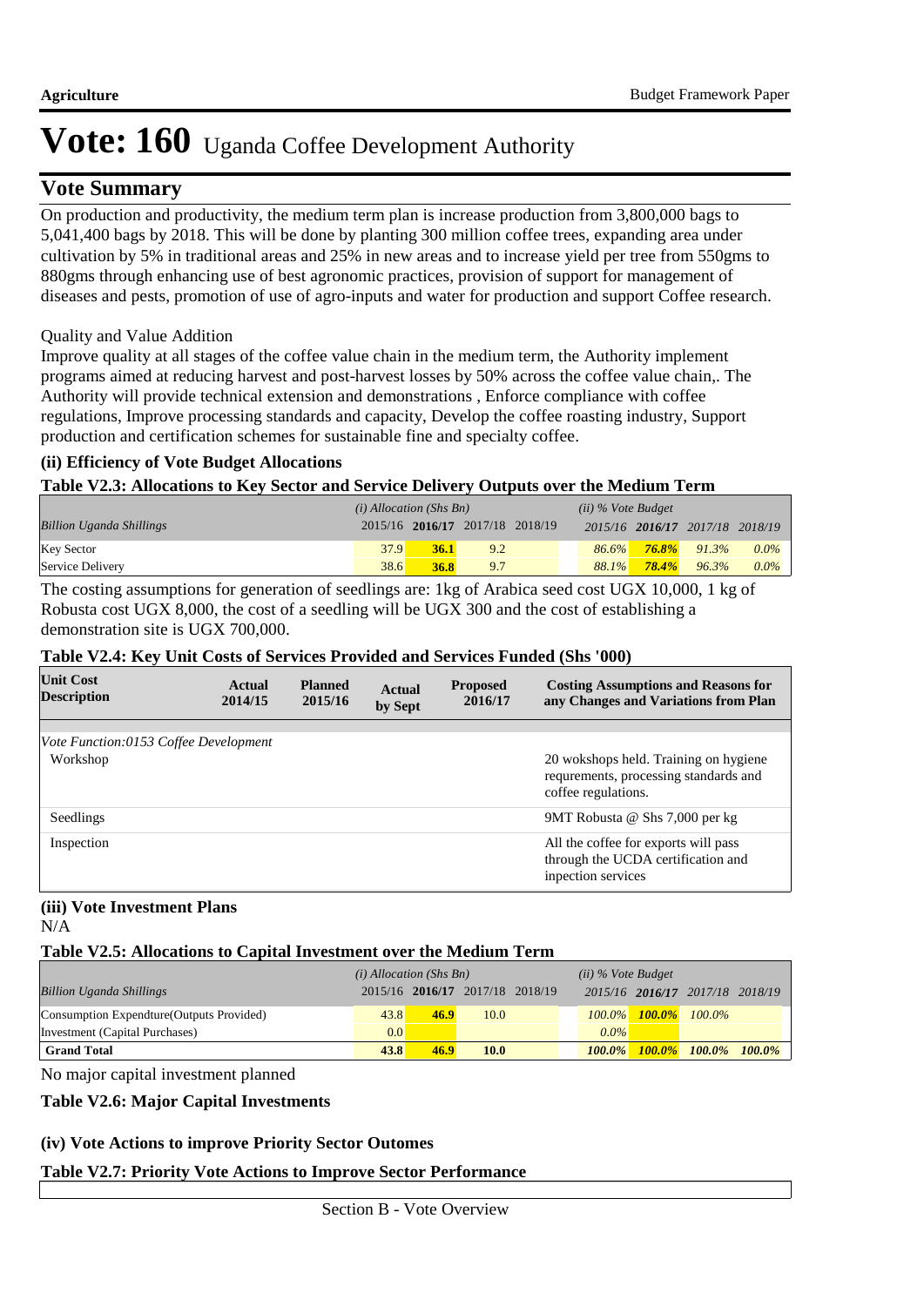# Vote: 160 Uganda Coffee Development Authority

## Vote Summary

On production and productivity, the medium term plan is increase production from 3,800,000 bags to 5,041,400 bags by 2018. This will be done by planting 300 million coffee trees, expanding area under cultivation by 5% in traditional areas and 25% in new areas and to increase yield per tree from 550gms to 880gms through enhancing use of best agronomic practices, provision of support for management of diseases and pests, promotion of use of agro-inputs and water for production and support Coffee research.

Quality and Value Addition

Improve quality at all stages of the coffee value chain in the medium term, the Authority implement programs aimed at reducing harvest and post-harvest losses by 50% across the coffee value chain,. The Authority will provide technical extension and demonstrations , Enforce compliance with coffee regulations, Improve processing standards and capacity, Develop the coffee roasting industry, Support production and certification schemes for sustainable fine and specialty coffee.

### (ii) Efficiency of Vote Budget Allocations

**Table V2.3: Allocations to Key Sector and Service Delivery Outputs over the Medium Term**

| *Billion Uganda Shillings* | *(i) Allocation (Shs Bn)* 2015/16 | **2016/17** | 2017/18 | 2018/19 | *(ii) % Vote Budget* 2015/16 | **2016/17** | 2017/18 | 2018/19 |
|---|---|---|---|---|---|---|---|---|
| Key Sector | 37.9 | **36.1** | 9.2 | | 86.6% | **76.8%** | 91.3% | 0.0% |
| Service Delivery | 38.6 | **36.8** | 9.7 | | 88.1% | **78.4%** | 96.3% | 0.0% |

The costing assumptions for generation of seedlings are: 1kg of Arabica seed cost UGX 10,000, 1 kg of Robusta cost UGX 8,000, the cost of a seedling will be UGX 300 and the cost of establishing a demonstration site is UGX 700,000.

**Table V2.4: Key Unit Costs of Services Provided and Services Funded (Shs '000)**

| Unit Cost Description | Actual 2014/15 | Planned 2015/16 | Actual by Sept | Proposed 2016/17 | Costing Assumptions and Reasons for any Changes and Variations from Plan |
|---|---|---|---|---|---|
| *Vote Function:0153 Coffee Development* | | | | | |
| Workshop | | | | | 20 wokshops held. Training on hygiene requrements, processing standards and coffee regulations. |
| Seedlings | | | | | 9MT Robusta @ Shs 7,000 per kg |
| Inspection | | | | | All the coffee for exports will pass through the UCDA certification and inpection services |

### (iii) Vote Investment Plans

N/A

**Table V2.5: Allocations to Capital Investment over the Medium Term**

| *Billion Uganda Shillings* | *(i) Allocation (Shs Bn)* 2015/16 | **2016/17** | 2017/18 | 2018/19 | *(ii) % Vote Budget* 2015/16 | **2016/17** | 2017/18 | 2018/19 |
|---|---|---|---|---|---|---|---|---|
| Consumption Expendture(Outputs Provided) | 43.8 | **46.9** | 10.0 | | 100.0% | **100.0%** | 100.0% | |
| Investment (Capital Purchases) | 0.0 | | | | 0.0% | | | |
| **Grand Total** | **43.8** | **46.9** | **10.0** | | **100.0%** | **100.0%** | **100.0%** | **100.0%** |

No major capital investment planned

**Table V2.6: Major Capital Investments**

### (iv) Vote Actions to improve Priority Sector Outomes

**Table V2.7: Priority Vote Actions to Improve Sector Performance**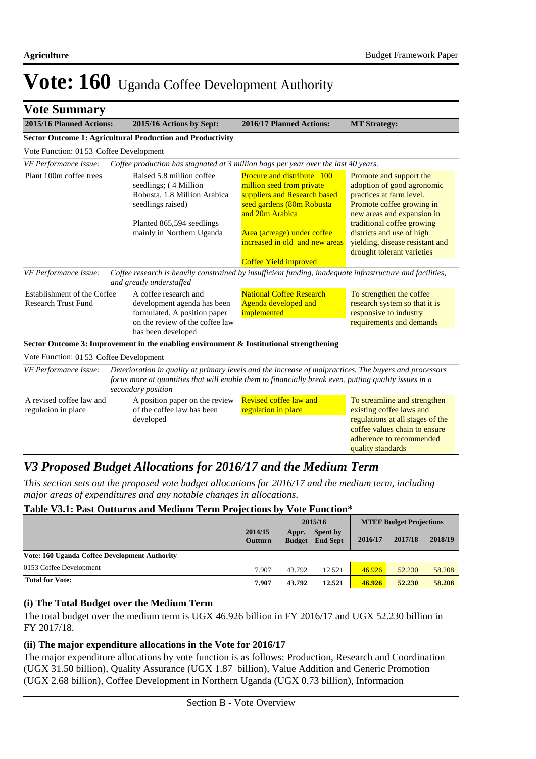# Vote: 160 Uganda Coffee Development Authority

## Vote Summary

| 2015/16 Planned Actions: | 2015/16 Actions by Sept: | 2016/17 Planned Actions: | MT Strategy: |
|---|---|---|---|
| **Sector Outcome 1: Agricultural Production and Productivity** | | | |
| Vote Function: 01 53 Coffee Development | | | |
| *VF Performance Issue:* | *Coffee production has stagnated at 3 million bags per year over the last 40 years.* | | |
| Plant 100m coffee trees | Raised 5.8 million coffee seedlings; ( 4 Million Robusta, 1.8 Million Arabica seedlings raised)<br><br>Planted 865,594 seedlings mainly in Northern Uganda | Procure and distribute 100 million seed from private suppliers and Research based seed gardens (80m Robusta and 20m Arabica<br><br>Area (acreage) under coffee increased in old and new areas<br><br>Coffee Yield improved | Promote and support the adoption of good agronomic practices at farm level. Promote coffee growing in new areas and expansion in traditional coffee growing districts and use of high yielding, disease resistant and drought tolerant varieties |
| *VF Performance Issue:* | *Coffee research is heavily constrained by insufficient funding, inadequate infrastructure and facilities, and greatly understaffed* | | |
| Establishment of the Coffee Research Trust Fund | A coffee research and development agenda has been formulated. A position paper on the review of the coffee law has been developed | National Coffee Research Agenda developed and implemented | To strengthen the coffee research system so that it is responsive to industry requirements and demands |
| **Sector Outcome 3: Improvement in the enabling environment & Institutional strengthening** | | | |
| Vote Function: 01 53 Coffee Development | | | |
| *VF Performance Issue:* | *Deterioration in quality at primary levels and the increase of malpractices. The buyers and processors focus more at quantities that will enable them to financially break even, putting quality issues in a secondary position* | | |
| A revised coffee law and regulation in place | A position paper on the review of the coffee law has been developed | Revised coffee law and regulation in place | To streamline and strengthen existing coffee laws and regulations at all stages of the coffee values chain to ensure adherence to recommended quality standards |

## V3 Proposed Budget Allocations for 2016/17 and the Medium Term

*This section sets out the proposed vote budget allocations for 2016/17 and the medium term, including major areas of expenditures and any notable changes in allocations.*

**Table V3.1: Past Outturns and Medium Term Projections by Vote Function\***

| | 2014/15 Outturn | 2015/16 Appr. Budget | 2015/16 Spent by End Sept | MTEF Budget Projections 2016/17 | 2017/18 | 2018/19 |
|---|---|---|---|---|---|---|
| **Vote: 160 Uganda Coffee Development Authority** | | | | | | |
| 0153 Coffee Development | 7.907 | 43.792 | 12.521 | 46.926 | 52.230 | 58.208 |
| **Total for Vote:** | **7.907** | **43.792** | **12.521** | **46.926** | **52.230** | **58.208** |

### (i) The Total Budget over the Medium Term

The total budget over the medium term is UGX 46.926 billion in FY 2016/17 and UGX 52.230 billion in FY 2017/18.

### (ii) The major expenditure allocations in the Vote for 2016/17

The major expenditure allocations by vote function is as follows: Production, Research and Coordination (UGX 31.50 billion), Quality Assurance (UGX 1.87 billion), Value Addition and Generic Promotion (UGX 2.68 billion), Coffee Development in Northern Uganda (UGX 0.73 billion), Information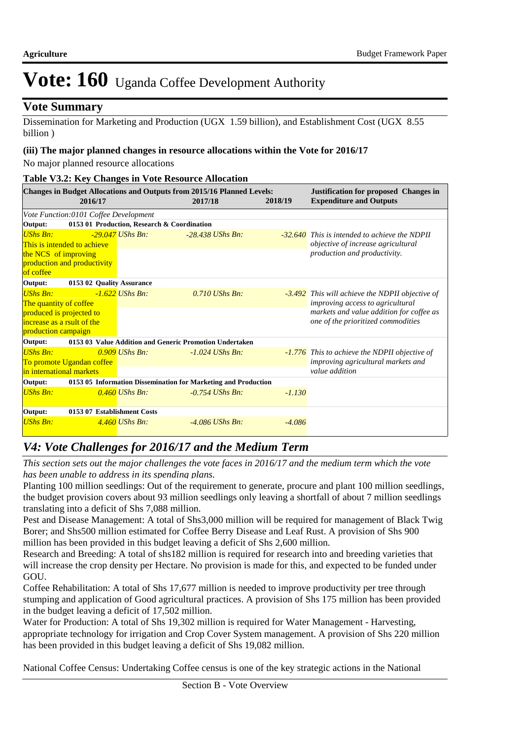# Vote: 160 Uganda Coffee Development Authority

## Vote Summary

Dissemination for Marketing and Production (UGX 1.59 billion), and Establishment Cost (UGX 8.55 billion )

**(iii) The major planned changes in resource allocations within the Vote for 2016/17**

No major planned resource allocations

**Table V3.2: Key Changes in Vote Resource Allocation**

| Changes in Budget Allocations and Outputs from 2015/16 Planned Levels: 2016/17 | 2017/18 | 2018/19 | Justification for proposed Changes in Expenditure and Outputs |
|---|---|---|---|
| *Vote Function:0101 Coffee Development* | | | |
| **Output: 0153 01 Production, Research & Coordination** | | | |
| *UShs Bn: -29.047* This is intended to achieve the NCS of improving production and productivity of coffee | *UShs Bn: -28.438* | *UShs Bn: -32.640* | *This is intended to achieve the NDPII objective of increase agricultural production and productivity.* |
| **Output: 0153 02 Quality Assurance** | | | |
| *UShs Bn: -1.622* The quantity of coffee produced is projected to increase as a rsult of the production campaign | *UShs Bn: 0.710* | *UShs Bn: -3.492* | *This will achieve the NDPII objective of improving access to agricultural markets and value addition for coffee as one of the prioritized commodities* |
| **Output: 0153 03 Value Addition and Generic Promotion Undertaken** | | | |
| *UShs Bn: 0.909* To promote Ugandan coffee in international markets | *UShs Bn: -1.024* | *UShs Bn: -1.776* | *This to achieve the NDPII objective of improving agricultural markets and value addition* |
| **Output: 0153 05 Information Dissemination for Marketing and Production** | | | |
| *UShs Bn: 0.460* | *UShs Bn: -0.754* | *UShs Bn: -1.130* | |
| **Output: 0153 07 Establishment Costs** | | | |
| *UShs Bn: 4.460* | *UShs Bn: -4.086* | *UShs Bn: -4.086* | |

## *V4: Vote Challenges for 2016/17 and the Medium Term*

*This section sets out the major challenges the vote faces in 2016/17 and the medium term which the vote has been unable to address in its spending plans.*

Planting 100 million seedlings: Out of the requirement to generate, procure and plant 100 million seedlings, the budget provision covers about 93 million seedlings only leaving a shortfall of about 7 million seedlings translating into a deficit of Shs 7,088 million.

Pest and Disease Management: A total of Shs3,000 million will be required for management of Black Twig Borer; and Shs500 million estimated for Coffee Berry Disease and Leaf Rust. A provision of Shs 900 million has been provided in this budget leaving a deficit of Shs 2,600 million.

Research and Breeding: A total of shs182 million is required for research into and breeding varieties that will increase the crop density per Hectare. No provision is made for this, and expected to be funded under GOU.

Coffee Rehabilitation: A total of Shs 17,677 million is needed to improve productivity per tree through stumping and application of Good agricultural practices. A provision of Shs 175 million has been provided in the budget leaving a deficit of 17,502 million.

Water for Production: A total of Shs 19,302 million is required for Water Management - Harvesting, appropriate technology for irrigation and Crop Cover System management. A provision of Shs 220 million has been provided in this budget leaving a deficit of Shs 19,082 million.

National Coffee Census: Undertaking Coffee census is one of the key strategic actions in the National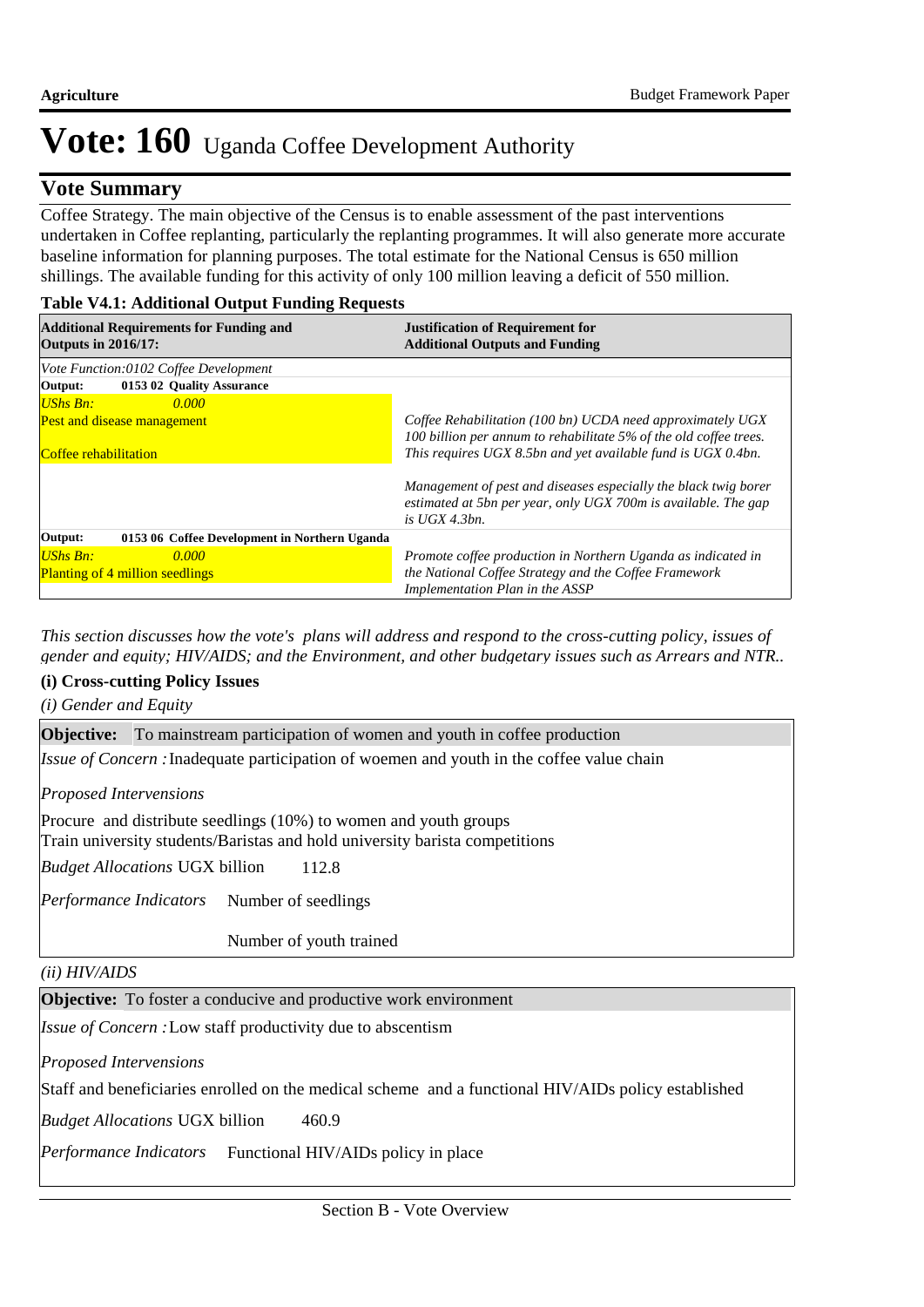# Vote: 160 Uganda Coffee Development Authority

## Vote Summary

Coffee Strategy. The main objective of the Census is to enable assessment of the past interventions undertaken in Coffee replanting, particularly the replanting programmes. It will also generate more accurate baseline information for planning purposes. The total estimate for the National Census is 650 million shillings. The available funding for this activity of only 100 million leaving a deficit of 550 million.

**Table V4.1: Additional Output Funding Requests**

| Additional Requirements for Funding and Outputs in 2016/17: | Justification of Requirement for Additional Outputs and Funding |
|---|---|
| *Vote Function:0102 Coffee Development* | |
| **Output: 0153 02 Quality Assurance** | |
| *UShs Bn: 0.000* | |
| Pest and disease management<br>Coffee rehabilitation | *Coffee Rehabilitation (100 bn) UCDA need approximately UGX 100 billion per annum to rehabilitate 5% of the old coffee trees. This requires UGX 8.5bn and yet available fund is UGX 0.4bn.*<br><br>*Management of pest and diseases especially the black twig borer estimated at 5bn per year, only UGX 700m is available. The gap is UGX 4.3bn.* |
| **Output: 0153 06 Coffee Development in Northern Uganda** | |
| *UShs Bn: 0.000*<br>Planting of 4 million seedlings | *Promote coffee production in Northern Uganda as indicated in the National Coffee Strategy and the Coffee Framework Implementation Plan in the ASSP* |

*This section discusses how the vote's plans will address and respond to the cross-cutting policy, issues of gender and equity; HIV/AIDS; and the Environment, and other budgetary issues such as Arrears and NTR..*

### (i) Cross-cutting Policy Issues

*(i) Gender and Equity*

**Objective:** To mainstream participation of women and youth in coffee production

*Issue of Concern :* Inadequate participation of woemen and youth in the coffee value chain

*Proposed Intersvensions*

Procure and distribute seedlings (10%) to women and youth groups
Train university students/Baristas and hold university barista competitions

*Budget Allocations* UGX billion 112.8

*Performance Indicators* Number of seedlings

Number of youth trained

*(ii) HIV/AIDS*

**Objective:** To foster a conducive and productive work environment

*Issue of Concern :* Low staff productivity due to abscentism

*Proposed Intersvensions*

Staff and beneficiaries enrolled on the medical scheme and a functional HIV/AIDs policy established

*Budget Allocations* UGX billion 460.9

*Performance Indicators* Functional HIV/AIDs policy in place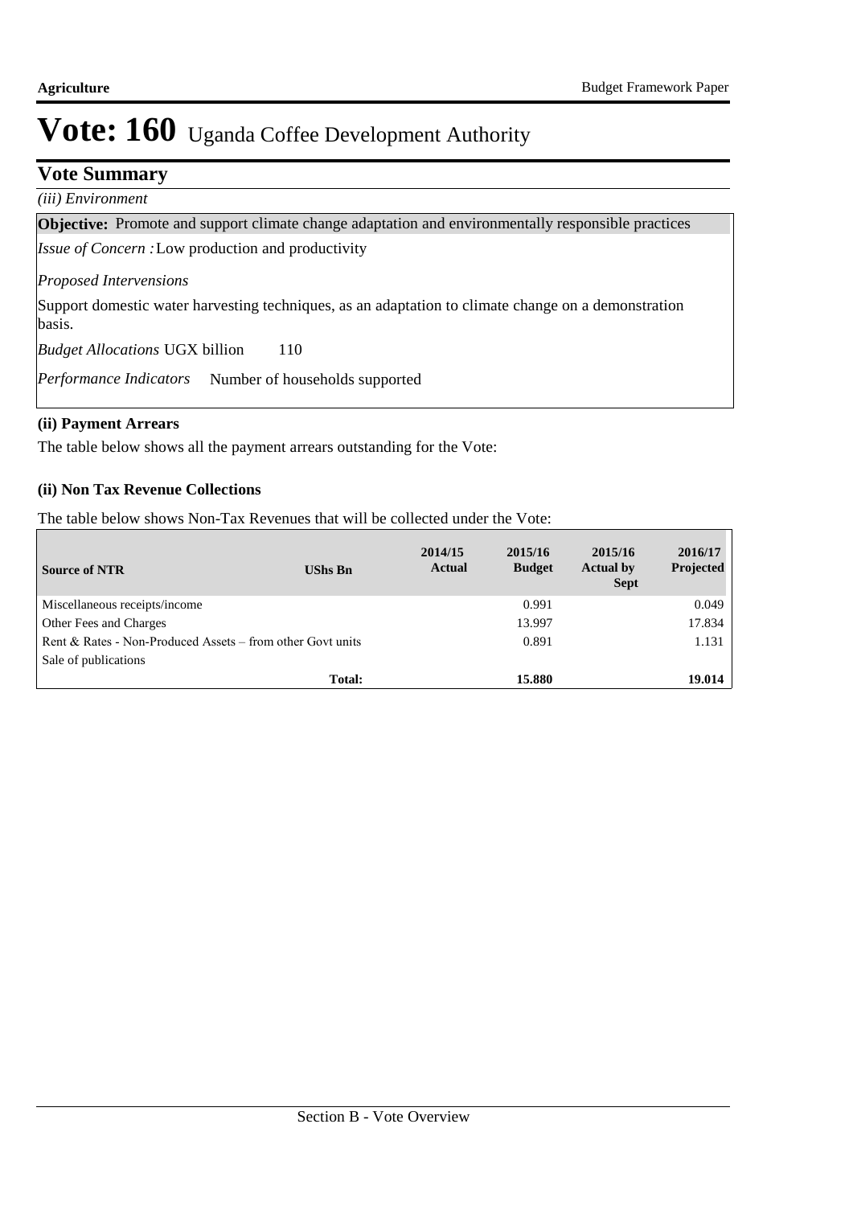# Vote: 160 Uganda Coffee Development Authority

## Vote Summary

*(iii) Environment*

**Objective:** Promote and support climate change adaptation and environmentally responsible practices

*Issue of Concern :* Low production and productivity

*Proposed Interventions*

Support domestic water harvesting techniques, as an adaptation to climate change on a demonstration basis.

*Budget Allocations* UGX billion 110

*Performance Indicators* Number of households supported

**(ii) Payment Arrears**

The table below shows all the payment arrears outstanding for the Vote:

**(ii) Non Tax Revenue Collections**

The table below shows Non-Tax Revenues that will be collected under the Vote:

| Source of NTR | UShs Bn | 2014/15 Actual | 2015/16 Budget | 2015/16 Actual by Sept | 2016/17 Projected |
|---|---|---|---|---|---|
| Miscellaneous receipts/income | | | 0.991 | | 0.049 |
| Other Fees and Charges | | | 13.997 | | 17.834 |
| Rent & Rates - Non-Produced Assets – from other Govt units | | | 0.891 | | 1.131 |
| Sale of publications | | | | | |
| | **Total:** | | **15.880** | | **19.014** |